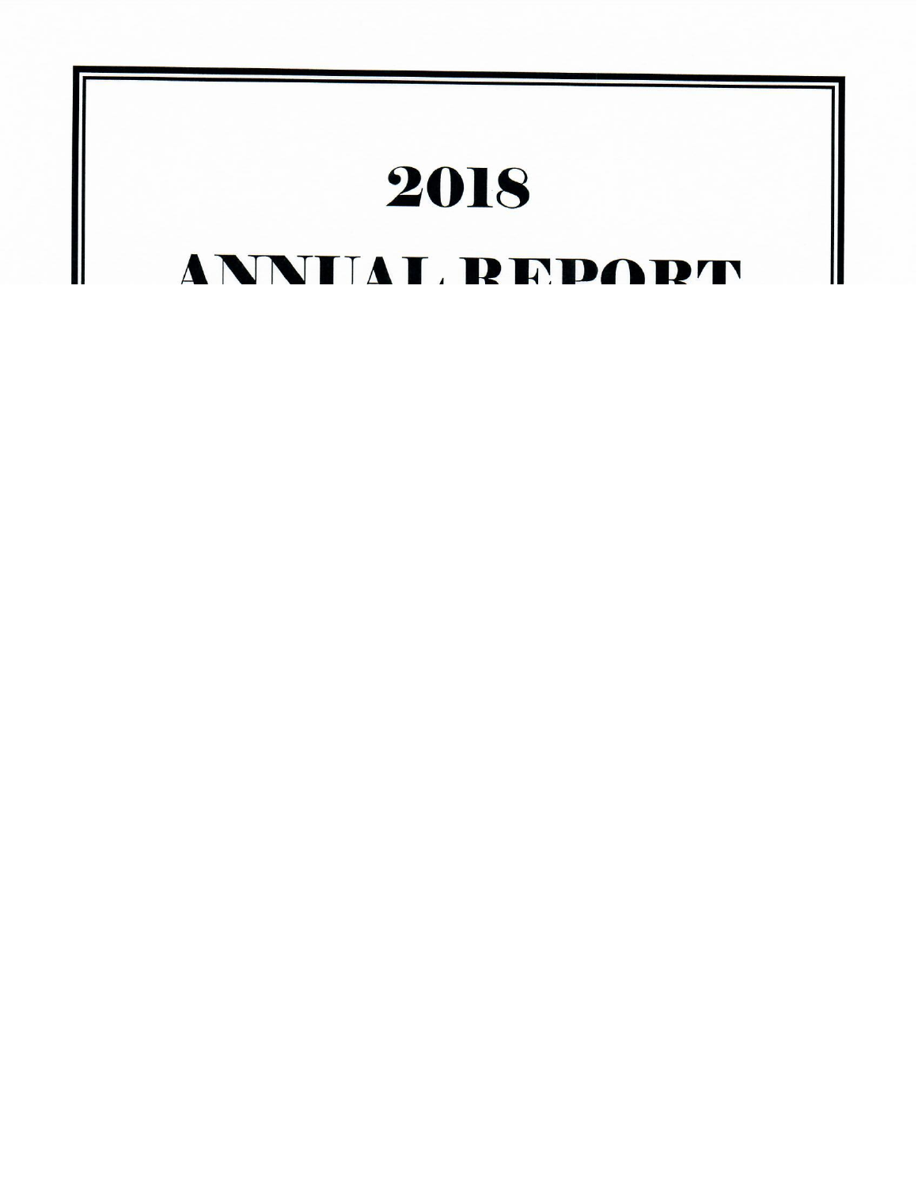# 2018

# ANNUAL REPORT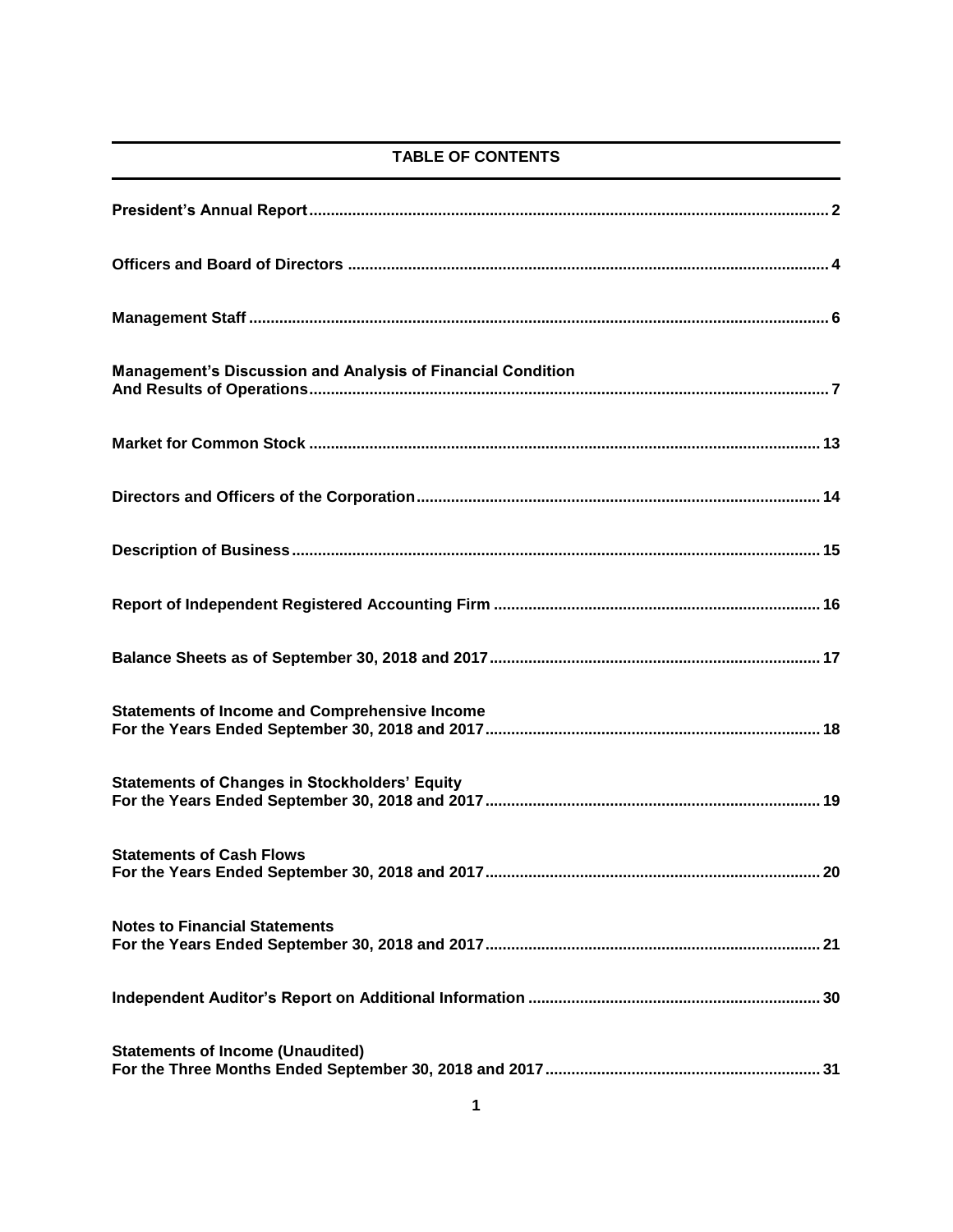## TABLE OF CONTENTS

| | |
|---|---|
| **President's Annual Report** | **2** |
| **Officers and Board of Directors** | **4** |
| **Management Staff** | **6** |
| **Management's Discussion and Analysis of Financial Condition And Results of Operations** | **7** |
| **Market for Common Stock** | **13** |
| **Directors and Officers of the Corporation** | **14** |
| **Description of Business** | **15** |
| **Report of Independent Registered Accounting Firm** | **16** |
| **Balance Sheets as of September 30, 2018 and 2017** | **17** |
| **Statements of Income and Comprehensive Income For the Years Ended September 30, 2018 and 2017** | **18** |
| **Statements of Changes in Stockholders' Equity For the Years Ended September 30, 2018 and 2017** | **19** |
| **Statements of Cash Flows For the Years Ended September 30, 2018 and 2017** | **20** |
| **Notes to Financial Statements For the Years Ended September 30, 2018 and 2017** | **21** |
| **Independent Auditor's Report on Additional Information** | **30** |
| **Statements of Income (Unaudited) For the Three Months Ended September 30, 2018 and 2017** | **31** |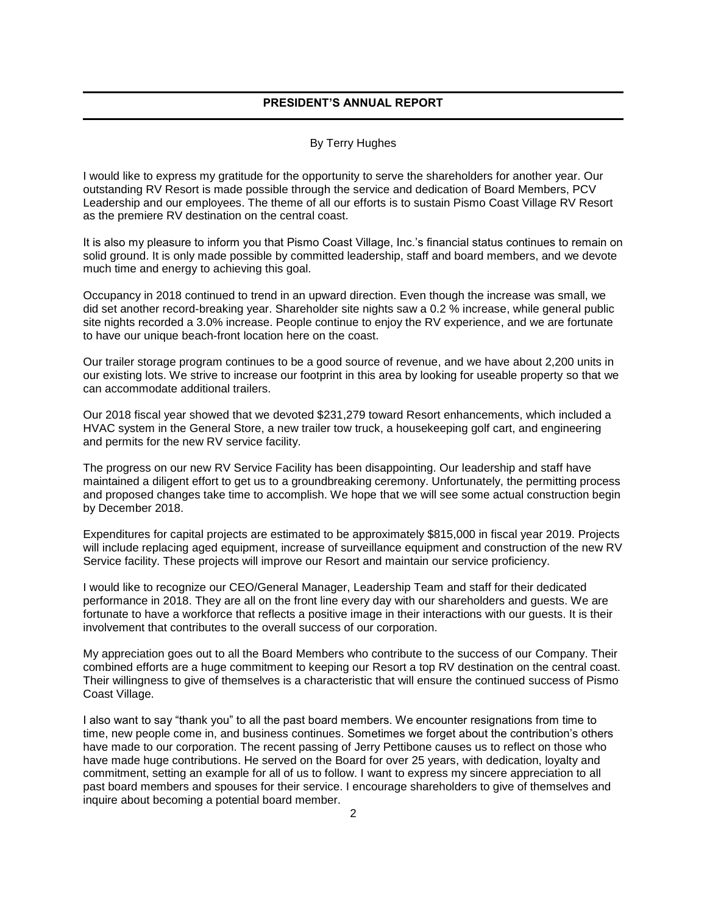## PRESIDENT'S ANNUAL REPORT

By Terry Hughes

I would like to express my gratitude for the opportunity to serve the shareholders for another year. Our outstanding RV Resort is made possible through the service and dedication of Board Members, PCV Leadership and our employees. The theme of all our efforts is to sustain Pismo Coast Village RV Resort as the premiere RV destination on the central coast.

It is also my pleasure to inform you that Pismo Coast Village, Inc.'s financial status continues to remain on solid ground. It is only made possible by committed leadership, staff and board members, and we devote much time and energy to achieving this goal.

Occupancy in 2018 continued to trend in an upward direction. Even though the increase was small, we did set another record-breaking year. Shareholder site nights saw a 0.2 % increase, while general public site nights recorded a 3.0% increase. People continue to enjoy the RV experience, and we are fortunate to have our unique beach-front location here on the coast.

Our trailer storage program continues to be a good source of revenue, and we have about 2,200 units in our existing lots. We strive to increase our footprint in this area by looking for useable property so that we can accommodate additional trailers.

Our 2018 fiscal year showed that we devoted $231,279 toward Resort enhancements, which included a HVAC system in the General Store, a new trailer tow truck, a housekeeping golf cart, and engineering and permits for the new RV service facility.

The progress on our new RV Service Facility has been disappointing. Our leadership and staff have maintained a diligent effort to get us to a groundbreaking ceremony. Unfortunately, the permitting process and proposed changes take time to accomplish. We hope that we will see some actual construction begin by December 2018.

Expenditures for capital projects are estimated to be approximately $815,000 in fiscal year 2019. Projects will include replacing aged equipment, increase of surveillance equipment and construction of the new RV Service facility. These projects will improve our Resort and maintain our service proficiency.

I would like to recognize our CEO/General Manager, Leadership Team and staff for their dedicated performance in 2018. They are all on the front line every day with our shareholders and guests. We are fortunate to have a workforce that reflects a positive image in their interactions with our guests. It is their involvement that contributes to the overall success of our corporation.

My appreciation goes out to all the Board Members who contribute to the success of our Company. Their combined efforts are a huge commitment to keeping our Resort a top RV destination on the central coast. Their willingness to give of themselves is a characteristic that will ensure the continued success of Pismo Coast Village.

I also want to say "thank you" to all the past board members. We encounter resignations from time to time, new people come in, and business continues. Sometimes we forget about the contribution's others have made to our corporation. The recent passing of Jerry Pettibone causes us to reflect on those who have made huge contributions. He served on the Board for over 25 years, with dedication, loyalty and commitment, setting an example for all of us to follow. I want to express my sincere appreciation to all past board members and spouses for their service. I encourage shareholders to give of themselves and inquire about becoming a potential board member.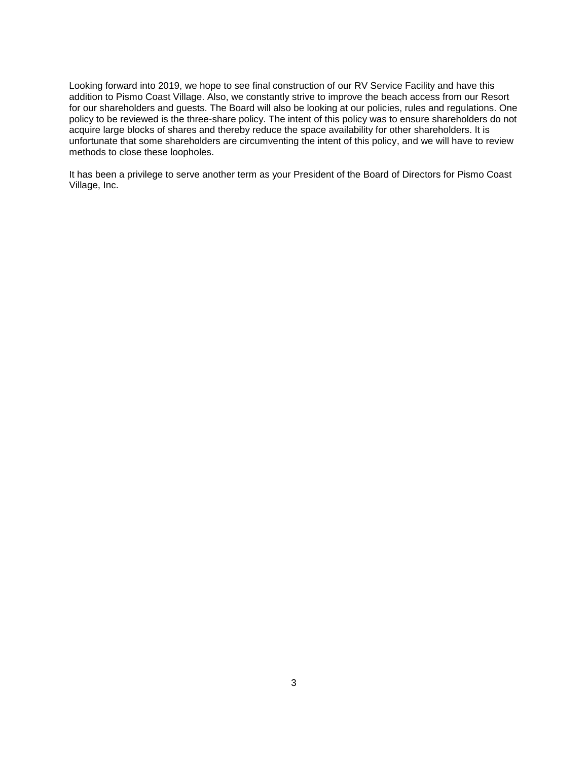Looking forward into 2019, we hope to see final construction of our RV Service Facility and have this addition to Pismo Coast Village. Also, we constantly strive to improve the beach access from our Resort for our shareholders and guests. The Board will also be looking at our policies, rules and regulations. One policy to be reviewed is the three-share policy. The intent of this policy was to ensure shareholders do not acquire large blocks of shares and thereby reduce the space availability for other shareholders. It is unfortunate that some shareholders are circumventing the intent of this policy, and we will have to review methods to close these loopholes.

It has been a privilege to serve another term as your President of the Board of Directors for Pismo Coast Village, Inc.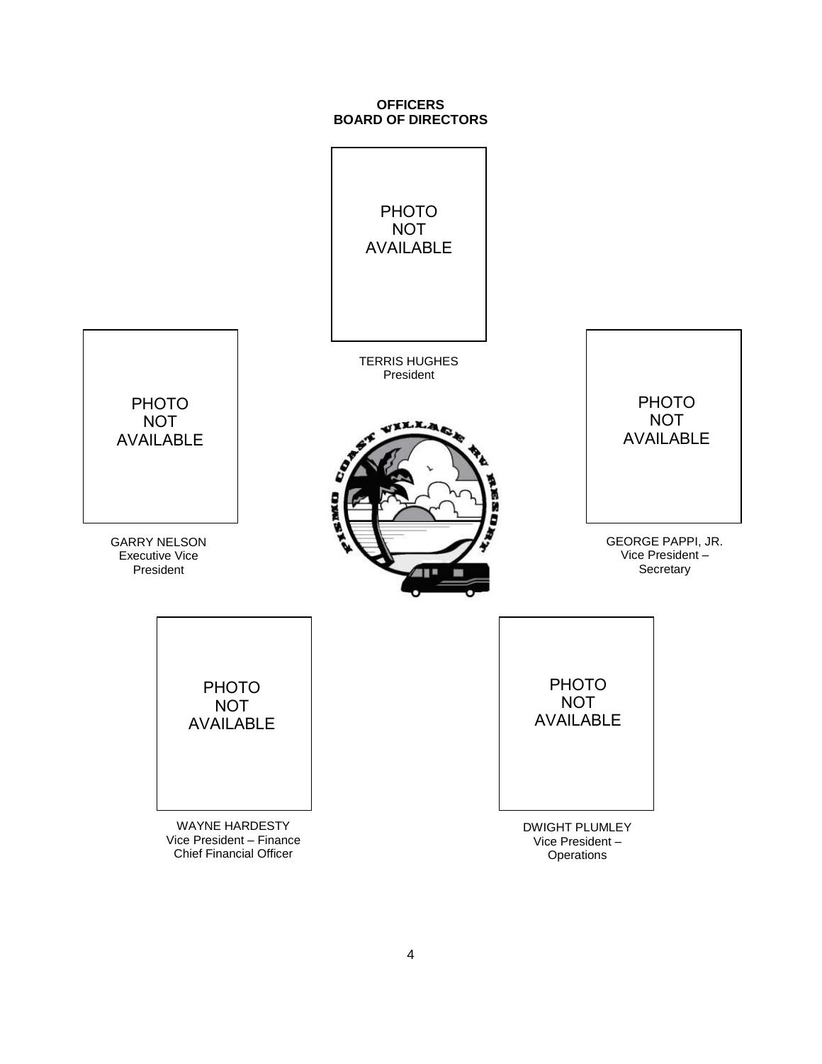**OFFICERS**
**BOARD OF DIRECTORS**

PHOTO NOT AVAILABLE

TERRIS HUGHES
President

PHOTO NOT AVAILABLE

GARRY NELSON
Executive Vice President

PHOTO NOT AVAILABLE

GEORGE PAPPI, JR.
Vice President – Secretary

PHOTO NOT AVAILABLE

WAYNE HARDESTY
Vice President – Finance
Chief Financial Officer

PHOTO NOT AVAILABLE

DWIGHT PLUMLEY
Vice President – Operations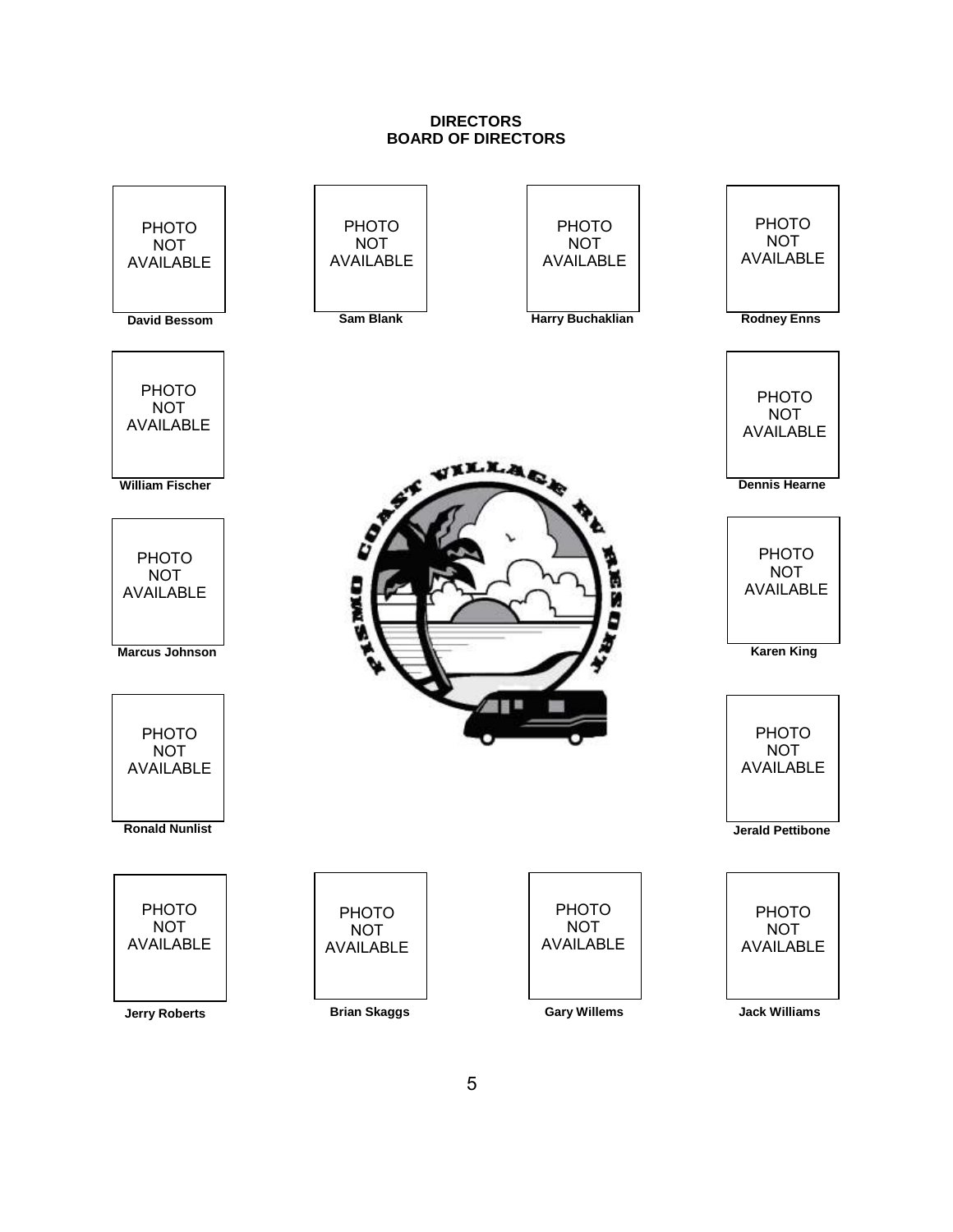# DIRECTORS
## BOARD OF DIRECTORS

PHOTO NOT AVAILABLE

**David Bessom**

PHOTO NOT AVAILABLE

**Sam Blank**

PHOTO NOT AVAILABLE

**Harry Buchaklian**

PHOTO NOT AVAILABLE

**Rodney Enns**

PHOTO NOT AVAILABLE

**William Fischer**

PHOTO NOT AVAILABLE

**Dennis Hearne**

PHOTO NOT AVAILABLE

**Marcus Johnson**

PHOTO NOT AVAILABLE

**Karen King**

PHOTO NOT AVAILABLE

**Ronald Nunlist**

PHOTO NOT AVAILABLE

**Jerald Pettibone**

PHOTO NOT AVAILABLE

**Jerry Roberts**

PHOTO NOT AVAILABLE

**Brian Skaggs**

PHOTO NOT AVAILABLE

**Gary Willems**

PHOTO NOT AVAILABLE

**Jack Williams**

PISMO COAST VILLAGE RV RESORT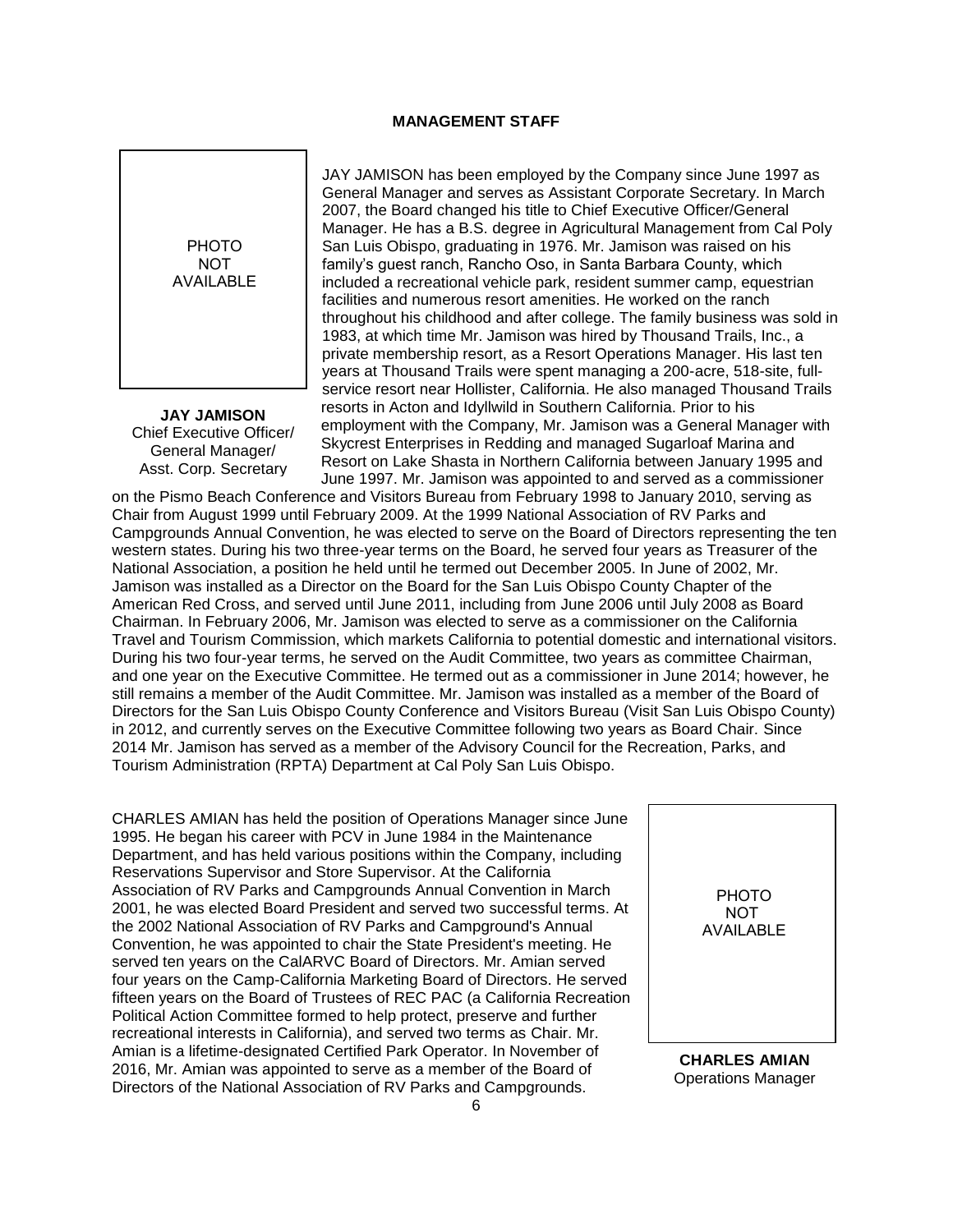## MANAGEMENT STAFF

PHOTO NOT AVAILABLE

**JAY JAMISON**
Chief Executive Officer/
General Manager/
Asst. Corp. Secretary

JAY JAMISON has been employed by the Company since June 1997 as General Manager and serves as Assistant Corporate Secretary. In March 2007, the Board changed his title to Chief Executive Officer/General Manager. He has a B.S. degree in Agricultural Management from Cal Poly San Luis Obispo, graduating in 1976. Mr. Jamison was raised on his family's guest ranch, Rancho Oso, in Santa Barbara County, which included a recreational vehicle park, resident summer camp, equestrian facilities and numerous resort amenities. He worked on the ranch throughout his childhood and after college. The family business was sold in 1983, at which time Mr. Jamison was hired by Thousand Trails, Inc., a private membership resort, as a Resort Operations Manager. His last ten years at Thousand Trails were spent managing a 200-acre, 518-site, full-service resort near Hollister, California. He also managed Thousand Trails resorts in Acton and Idyllwild in Southern California. Prior to his employment with the Company, Mr. Jamison was a General Manager with Skycrest Enterprises in Redding and managed Sugarloaf Marina and Resort on Lake Shasta in Northern California between January 1995 and June 1997. Mr. Jamison was appointed to and served as a commissioner on the Pismo Beach Conference and Visitors Bureau from February 1998 to January 2010, serving as Chair from August 1999 until February 2009. At the 1999 National Association of RV Parks and Campgrounds Annual Convention, he was elected to serve on the Board of Directors representing the ten western states. During his two three-year terms on the Board, he served four years as Treasurer of the National Association, a position he held until he termed out December 2005. In June of 2002, Mr. Jamison was installed as a Director on the Board for the San Luis Obispo County Chapter of the American Red Cross, and served until June 2011, including from June 2006 until July 2008 as Board Chairman. In February 2006, Mr. Jamison was elected to serve as a commissioner on the California Travel and Tourism Commission, which markets California to potential domestic and international visitors. During his two four-year terms, he served on the Audit Committee, two years as committee Chairman, and one year on the Executive Committee. He termed out as a commissioner in June 2014; however, he still remains a member of the Audit Committee. Mr. Jamison was installed as a member of the Board of Directors for the San Luis Obispo County Conference and Visitors Bureau (Visit San Luis Obispo County) in 2012, and currently serves on the Executive Committee following two years as Board Chair. Since 2014 Mr. Jamison has served as a member of the Advisory Council for the Recreation, Parks, and Tourism Administration (RPTA) Department at Cal Poly San Luis Obispo.

CHARLES AMIAN has held the position of Operations Manager since June 1995. He began his career with PCV in June 1984 in the Maintenance Department, and has held various positions within the Company, including Reservations Supervisor and Store Supervisor. At the California Association of RV Parks and Campgrounds Annual Convention in March 2001, he was elected Board President and served two successful terms. At the 2002 National Association of RV Parks and Campground's Annual Convention, he was appointed to chair the State President's meeting. He served ten years on the CalARVC Board of Directors. Mr. Amian served four years on the Camp-California Marketing Board of Directors. He served fifteen years on the Board of Trustees of REC PAC (a California Recreation Political Action Committee formed to help protect, preserve and further recreational interests in California), and served two terms as Chair. Mr. Amian is a lifetime-designated Certified Park Operator. In November of 2016, Mr. Amian was appointed to serve as a member of the Board of Directors of the National Association of RV Parks and Campgrounds.

PHOTO NOT AVAILABLE

**CHARLES AMIAN**
Operations Manager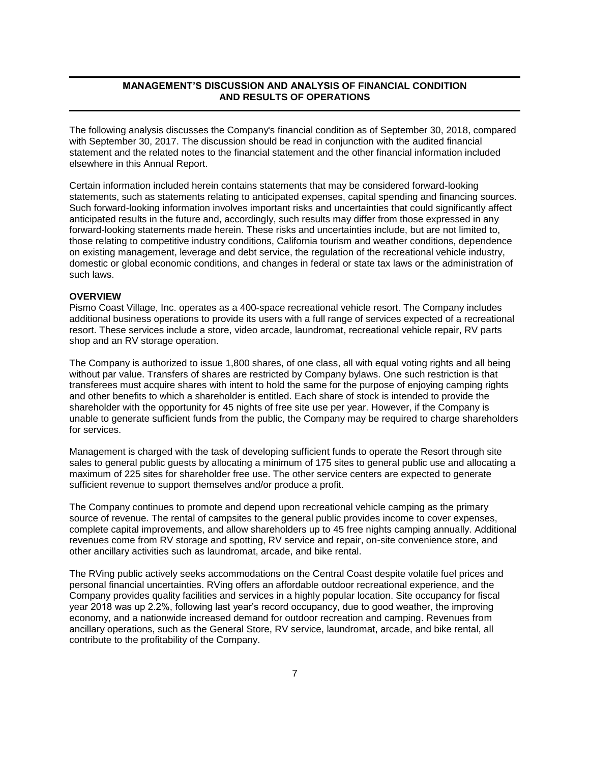## MANAGEMENT'S DISCUSSION AND ANALYSIS OF FINANCIAL CONDITION AND RESULTS OF OPERATIONS

The following analysis discusses the Company's financial condition as of September 30, 2018, compared with September 30, 2017. The discussion should be read in conjunction with the audited financial statement and the related notes to the financial statement and the other financial information included elsewhere in this Annual Report.

Certain information included herein contains statements that may be considered forward-looking statements, such as statements relating to anticipated expenses, capital spending and financing sources. Such forward-looking information involves important risks and uncertainties that could significantly affect anticipated results in the future and, accordingly, such results may differ from those expressed in any forward-looking statements made herein. These risks and uncertainties include, but are not limited to, those relating to competitive industry conditions, California tourism and weather conditions, dependence on existing management, leverage and debt service, the regulation of the recreational vehicle industry, domestic or global economic conditions, and changes in federal or state tax laws or the administration of such laws.

**OVERVIEW**

Pismo Coast Village, Inc. operates as a 400-space recreational vehicle resort. The Company includes additional business operations to provide its users with a full range of services expected of a recreational resort. These services include a store, video arcade, laundromat, recreational vehicle repair, RV parts shop and an RV storage operation.

The Company is authorized to issue 1,800 shares, of one class, all with equal voting rights and all being without par value. Transfers of shares are restricted by Company bylaws. One such restriction is that transferees must acquire shares with intent to hold the same for the purpose of enjoying camping rights and other benefits to which a shareholder is entitled. Each share of stock is intended to provide the shareholder with the opportunity for 45 nights of free site use per year. However, if the Company is unable to generate sufficient funds from the public, the Company may be required to charge shareholders for services.

Management is charged with the task of developing sufficient funds to operate the Resort through site sales to general public guests by allocating a minimum of 175 sites to general public use and allocating a maximum of 225 sites for shareholder free use. The other service centers are expected to generate sufficient revenue to support themselves and/or produce a profit.

The Company continues to promote and depend upon recreational vehicle camping as the primary source of revenue. The rental of campsites to the general public provides income to cover expenses, complete capital improvements, and allow shareholders up to 45 free nights camping annually. Additional revenues come from RV storage and spotting, RV service and repair, on-site convenience store, and other ancillary activities such as laundromat, arcade, and bike rental.

The RVing public actively seeks accommodations on the Central Coast despite volatile fuel prices and personal financial uncertainties. RVing offers an affordable outdoor recreational experience, and the Company provides quality facilities and services in a highly popular location. Site occupancy for fiscal year 2018 was up 2.2%, following last year's record occupancy, due to good weather, the improving economy, and a nationwide increased demand for outdoor recreation and camping. Revenues from ancillary operations, such as the General Store, RV service, laundromat, arcade, and bike rental, all contribute to the profitability of the Company.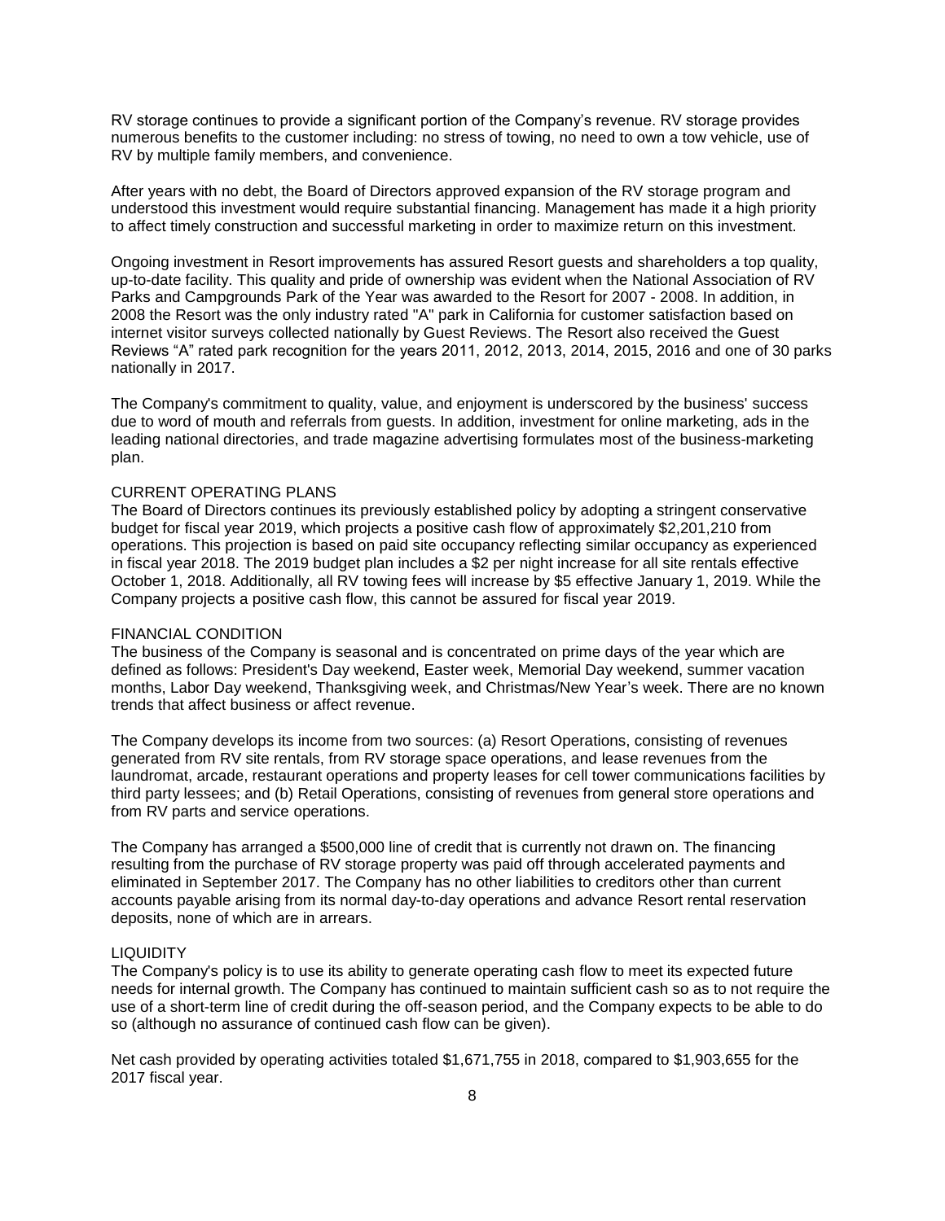RV storage continues to provide a significant portion of the Company's revenue. RV storage provides numerous benefits to the customer including: no stress of towing, no need to own a tow vehicle, use of RV by multiple family members, and convenience.

After years with no debt, the Board of Directors approved expansion of the RV storage program and understood this investment would require substantial financing. Management has made it a high priority to affect timely construction and successful marketing in order to maximize return on this investment.

Ongoing investment in Resort improvements has assured Resort guests and shareholders a top quality, up-to-date facility. This quality and pride of ownership was evident when the National Association of RV Parks and Campgrounds Park of the Year was awarded to the Resort for 2007 - 2008. In addition, in 2008 the Resort was the only industry rated "A" park in California for customer satisfaction based on internet visitor surveys collected nationally by Guest Reviews. The Resort also received the Guest Reviews "A" rated park recognition for the years 2011, 2012, 2013, 2014, 2015, 2016 and one of 30 parks nationally in 2017.

The Company's commitment to quality, value, and enjoyment is underscored by the business' success due to word of mouth and referrals from guests. In addition, investment for online marketing, ads in the leading national directories, and trade magazine advertising formulates most of the business-marketing plan.

## CURRENT OPERATING PLANS

The Board of Directors continues its previously established policy by adopting a stringent conservative budget for fiscal year 2019, which projects a positive cash flow of approximately $2,201,210 from operations. This projection is based on paid site occupancy reflecting similar occupancy as experienced in fiscal year 2018. The 2019 budget plan includes a $2 per night increase for all site rentals effective October 1, 2018. Additionally, all RV towing fees will increase by $5 effective January 1, 2019. While the Company projects a positive cash flow, this cannot be assured for fiscal year 2019.

## FINANCIAL CONDITION

The business of the Company is seasonal and is concentrated on prime days of the year which are defined as follows: President's Day weekend, Easter week, Memorial Day weekend, summer vacation months, Labor Day weekend, Thanksgiving week, and Christmas/New Year's week. There are no known trends that affect business or affect revenue.

The Company develops its income from two sources: (a) Resort Operations, consisting of revenues generated from RV site rentals, from RV storage space operations, and lease revenues from the laundromat, arcade, restaurant operations and property leases for cell tower communications facilities by third party lessees; and (b) Retail Operations, consisting of revenues from general store operations and from RV parts and service operations.

The Company has arranged a $500,000 line of credit that is currently not drawn on. The financing resulting from the purchase of RV storage property was paid off through accelerated payments and eliminated in September 2017. The Company has no other liabilities to creditors other than current accounts payable arising from its normal day-to-day operations and advance Resort rental reservation deposits, none of which are in arrears.

## LIQUIDITY

The Company's policy is to use its ability to generate operating cash flow to meet its expected future needs for internal growth. The Company has continued to maintain sufficient cash so as to not require the use of a short-term line of credit during the off-season period, and the Company expects to be able to do so (although no assurance of continued cash flow can be given).

Net cash provided by operating activities totaled $1,671,755 in 2018, compared to $1,903,655 for the 2017 fiscal year.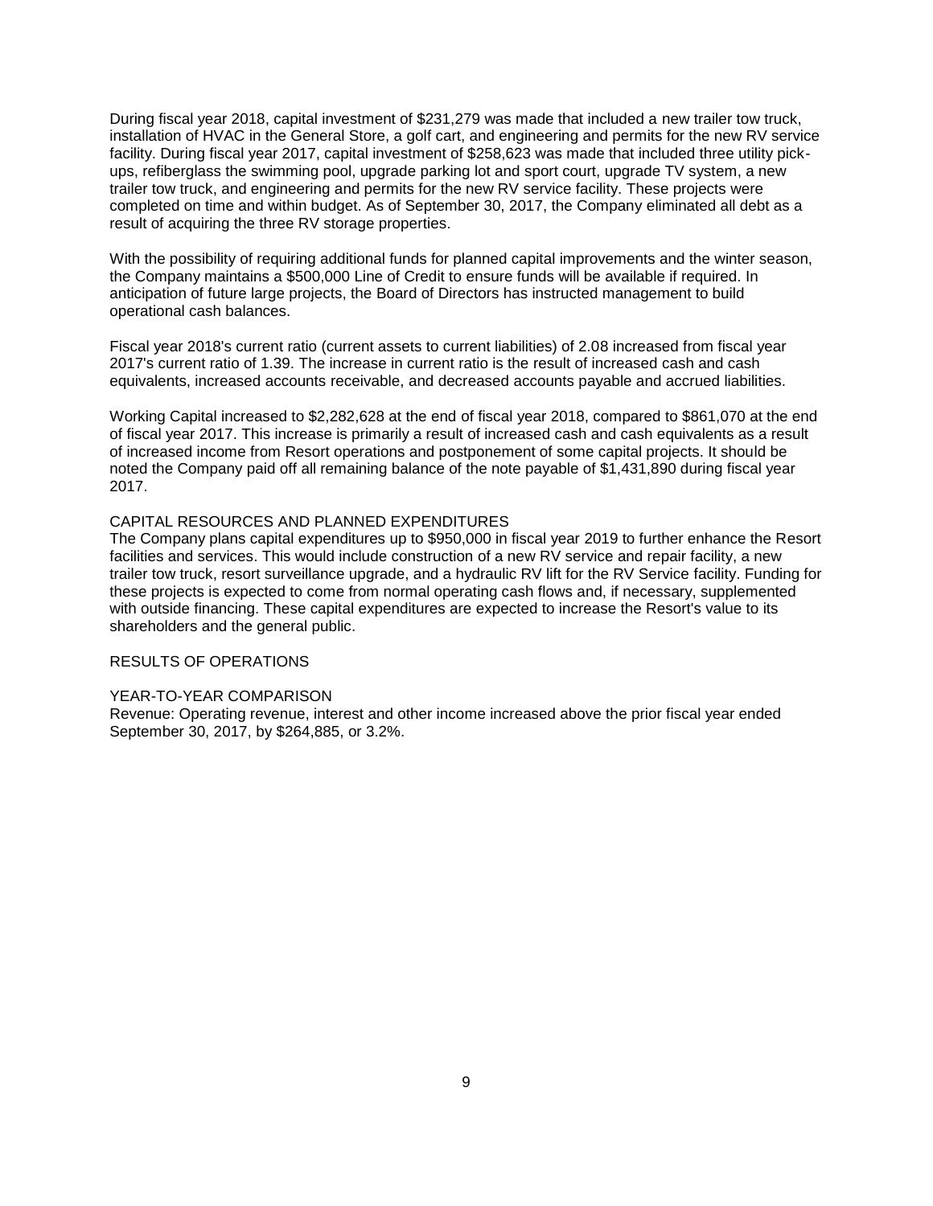During fiscal year 2018, capital investment of $231,279 was made that included a new trailer tow truck, installation of HVAC in the General Store, a golf cart, and engineering and permits for the new RV service facility. During fiscal year 2017, capital investment of $258,623 was made that included three utility pick-ups, refiberglass the swimming pool, upgrade parking lot and sport court, upgrade TV system, a new trailer tow truck, and engineering and permits for the new RV service facility. These projects were completed on time and within budget. As of September 30, 2017, the Company eliminated all debt as a result of acquiring the three RV storage properties.

With the possibility of requiring additional funds for planned capital improvements and the winter season, the Company maintains a $500,000 Line of Credit to ensure funds will be available if required. In anticipation of future large projects, the Board of Directors has instructed management to build operational cash balances.

Fiscal year 2018's current ratio (current assets to current liabilities) of 2.08 increased from fiscal year 2017's current ratio of 1.39. The increase in current ratio is the result of increased cash and cash equivalents, increased accounts receivable, and decreased accounts payable and accrued liabilities.

Working Capital increased to $2,282,628 at the end of fiscal year 2018, compared to $861,070 at the end of fiscal year 2017. This increase is primarily a result of increased cash and cash equivalents as a result of increased income from Resort operations and postponement of some capital projects. It should be noted the Company paid off all remaining balance of the note payable of $1,431,890 during fiscal year 2017.

CAPITAL RESOURCES AND PLANNED EXPENDITURES

The Company plans capital expenditures up to $950,000 in fiscal year 2019 to further enhance the Resort facilities and services. This would include construction of a new RV service and repair facility, a new trailer tow truck, resort surveillance upgrade, and a hydraulic RV lift for the RV Service facility. Funding for these projects is expected to come from normal operating cash flows and, if necessary, supplemented with outside financing. These capital expenditures are expected to increase the Resort's value to its shareholders and the general public.

RESULTS OF OPERATIONS

YEAR-TO-YEAR COMPARISON

Revenue: Operating revenue, interest and other income increased above the prior fiscal year ended September 30, 2017, by $264,885, or 3.2%.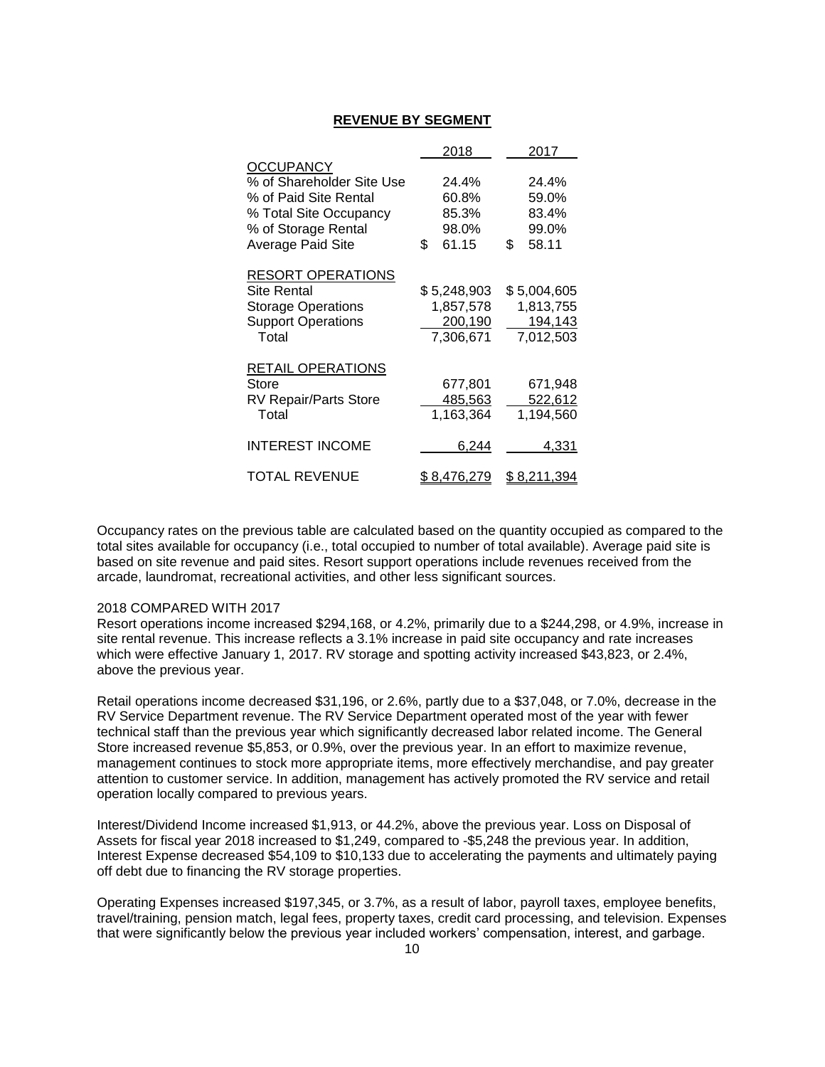## REVENUE BY SEGMENT

| | 2018 | 2017 |
|---|---|---|
| OCCUPANCY | | |
| % of Shareholder Site Use | 24.4% | 24.4% |
| % of Paid Site Rental | 60.8% | 59.0% |
| % Total Site Occupancy | 85.3% | 83.4% |
| % of Storage Rental | 98.0% | 99.0% |
| Average Paid Site | $ 61.15 | $ 58.11 |
| RESORT OPERATIONS | | |
| Site Rental | $ 5,248,903 | $ 5,004,605 |
| Storage Operations | 1,857,578 | 1,813,755 |
| Support Operations | 200,190 | 194,143 |
| Total | 7,306,671 | 7,012,503 |
| RETAIL OPERATIONS | | |
| Store | 677,801 | 671,948 |
| RV Repair/Parts Store | 485,563 | 522,612 |
| Total | 1,163,364 | 1,194,560 |
| INTEREST INCOME | 6,244 | 4,331 |
| TOTAL REVENUE | $ 8,476,279 | $ 8,211,394 |

Occupancy rates on the previous table are calculated based on the quantity occupied as compared to the total sites available for occupancy (i.e., total occupied to number of total available). Average paid site is based on site revenue and paid sites. Resort support operations include revenues received from the arcade, laundromat, recreational activities, and other less significant sources.

2018 COMPARED WITH 2017

Resort operations income increased $294,168, or 4.2%, primarily due to a $244,298, or 4.9%, increase in site rental revenue. This increase reflects a 3.1% increase in paid site occupancy and rate increases which were effective January 1, 2017. RV storage and spotting activity increased $43,823, or 2.4%, above the previous year.

Retail operations income decreased $31,196, or 2.6%, partly due to a $37,048, or 7.0%, decrease in the RV Service Department revenue. The RV Service Department operated most of the year with fewer technical staff than the previous year which significantly decreased labor related income. The General Store increased revenue $5,853, or 0.9%, over the previous year. In an effort to maximize revenue, management continues to stock more appropriate items, more effectively merchandise, and pay greater attention to customer service. In addition, management has actively promoted the RV service and retail operation locally compared to previous years.

Interest/Dividend Income increased $1,913, or 44.2%, above the previous year. Loss on Disposal of Assets for fiscal year 2018 increased to $1,249, compared to -$5,248 the previous year. In addition, Interest Expense decreased $54,109 to $10,133 due to accelerating the payments and ultimately paying off debt due to financing the RV storage properties.

Operating Expenses increased $197,345, or 3.7%, as a result of labor, payroll taxes, employee benefits, travel/training, pension match, legal fees, property taxes, credit card processing, and television. Expenses that were significantly below the previous year included workers' compensation, interest, and garbage.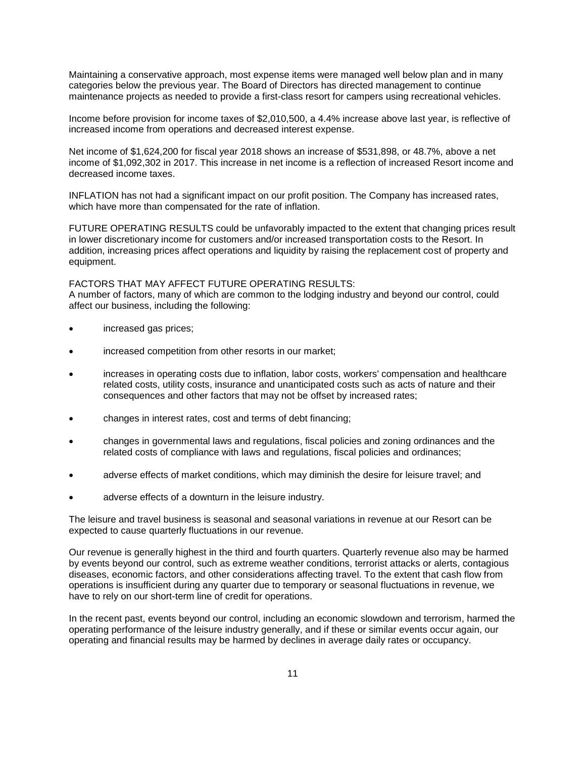Maintaining a conservative approach, most expense items were managed well below plan and in many categories below the previous year. The Board of Directors has directed management to continue maintenance projects as needed to provide a first-class resort for campers using recreational vehicles.

Income before provision for income taxes of $2,010,500, a 4.4% increase above last year, is reflective of increased income from operations and decreased interest expense.

Net income of $1,624,200 for fiscal year 2018 shows an increase of $531,898, or 48.7%, above a net income of $1,092,302 in 2017. This increase in net income is a reflection of increased Resort income and decreased income taxes.

INFLATION has not had a significant impact on our profit position. The Company has increased rates, which have more than compensated for the rate of inflation.

FUTURE OPERATING RESULTS could be unfavorably impacted to the extent that changing prices result in lower discretionary income for customers and/or increased transportation costs to the Resort. In addition, increasing prices affect operations and liquidity by raising the replacement cost of property and equipment.

FACTORS THAT MAY AFFECT FUTURE OPERATING RESULTS:
A number of factors, many of which are common to the lodging industry and beyond our control, could affect our business, including the following:

- increased gas prices;
- increased competition from other resorts in our market;
- increases in operating costs due to inflation, labor costs, workers' compensation and healthcare related costs, utility costs, insurance and unanticipated costs such as acts of nature and their consequences and other factors that may not be offset by increased rates;
- changes in interest rates, cost and terms of debt financing;
- changes in governmental laws and regulations, fiscal policies and zoning ordinances and the related costs of compliance with laws and regulations, fiscal policies and ordinances;
- adverse effects of market conditions, which may diminish the desire for leisure travel; and
- adverse effects of a downturn in the leisure industry.

The leisure and travel business is seasonal and seasonal variations in revenue at our Resort can be expected to cause quarterly fluctuations in our revenue.

Our revenue is generally highest in the third and fourth quarters. Quarterly revenue also may be harmed by events beyond our control, such as extreme weather conditions, terrorist attacks or alerts, contagious diseases, economic factors, and other considerations affecting travel. To the extent that cash flow from operations is insufficient during any quarter due to temporary or seasonal fluctuations in revenue, we have to rely on our short-term line of credit for operations.

In the recent past, events beyond our control, including an economic slowdown and terrorism, harmed the operating performance of the leisure industry generally, and if these or similar events occur again, our operating and financial results may be harmed by declines in average daily rates or occupancy.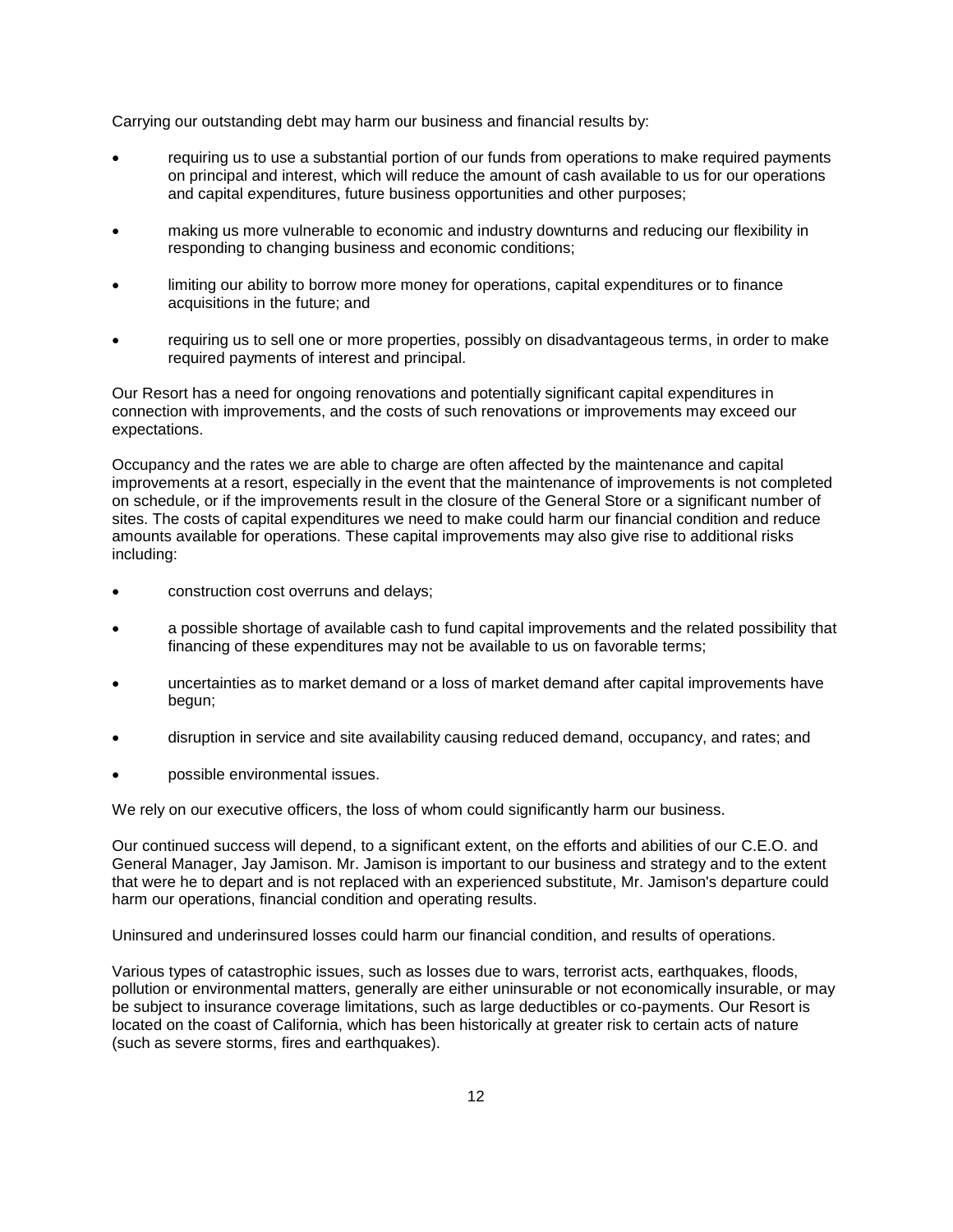Carrying our outstanding debt may harm our business and financial results by:

- requiring us to use a substantial portion of our funds from operations to make required payments on principal and interest, which will reduce the amount of cash available to us for our operations and capital expenditures, future business opportunities and other purposes;
- making us more vulnerable to economic and industry downturns and reducing our flexibility in responding to changing business and economic conditions;
- limiting our ability to borrow more money for operations, capital expenditures or to finance acquisitions in the future; and
- requiring us to sell one or more properties, possibly on disadvantageous terms, in order to make required payments of interest and principal.

Our Resort has a need for ongoing renovations and potentially significant capital expenditures in connection with improvements, and the costs of such renovations or improvements may exceed our expectations.

Occupancy and the rates we are able to charge are often affected by the maintenance and capital improvements at a resort, especially in the event that the maintenance of improvements is not completed on schedule, or if the improvements result in the closure of the General Store or a significant number of sites. The costs of capital expenditures we need to make could harm our financial condition and reduce amounts available for operations. These capital improvements may also give rise to additional risks including:

- construction cost overruns and delays;
- a possible shortage of available cash to fund capital improvements and the related possibility that financing of these expenditures may not be available to us on favorable terms;
- uncertainties as to market demand or a loss of market demand after capital improvements have begun;
- disruption in service and site availability causing reduced demand, occupancy, and rates; and
- possible environmental issues.

We rely on our executive officers, the loss of whom could significantly harm our business.

Our continued success will depend, to a significant extent, on the efforts and abilities of our C.E.O. and General Manager, Jay Jamison. Mr. Jamison is important to our business and strategy and to the extent that were he to depart and is not replaced with an experienced substitute, Mr. Jamison's departure could harm our operations, financial condition and operating results.

Uninsured and underinsured losses could harm our financial condition, and results of operations.

Various types of catastrophic issues, such as losses due to wars, terrorist acts, earthquakes, floods, pollution or environmental matters, generally are either uninsurable or not economically insurable, or may be subject to insurance coverage limitations, such as large deductibles or co-payments. Our Resort is located on the coast of California, which has been historically at greater risk to certain acts of nature (such as severe storms, fires and earthquakes).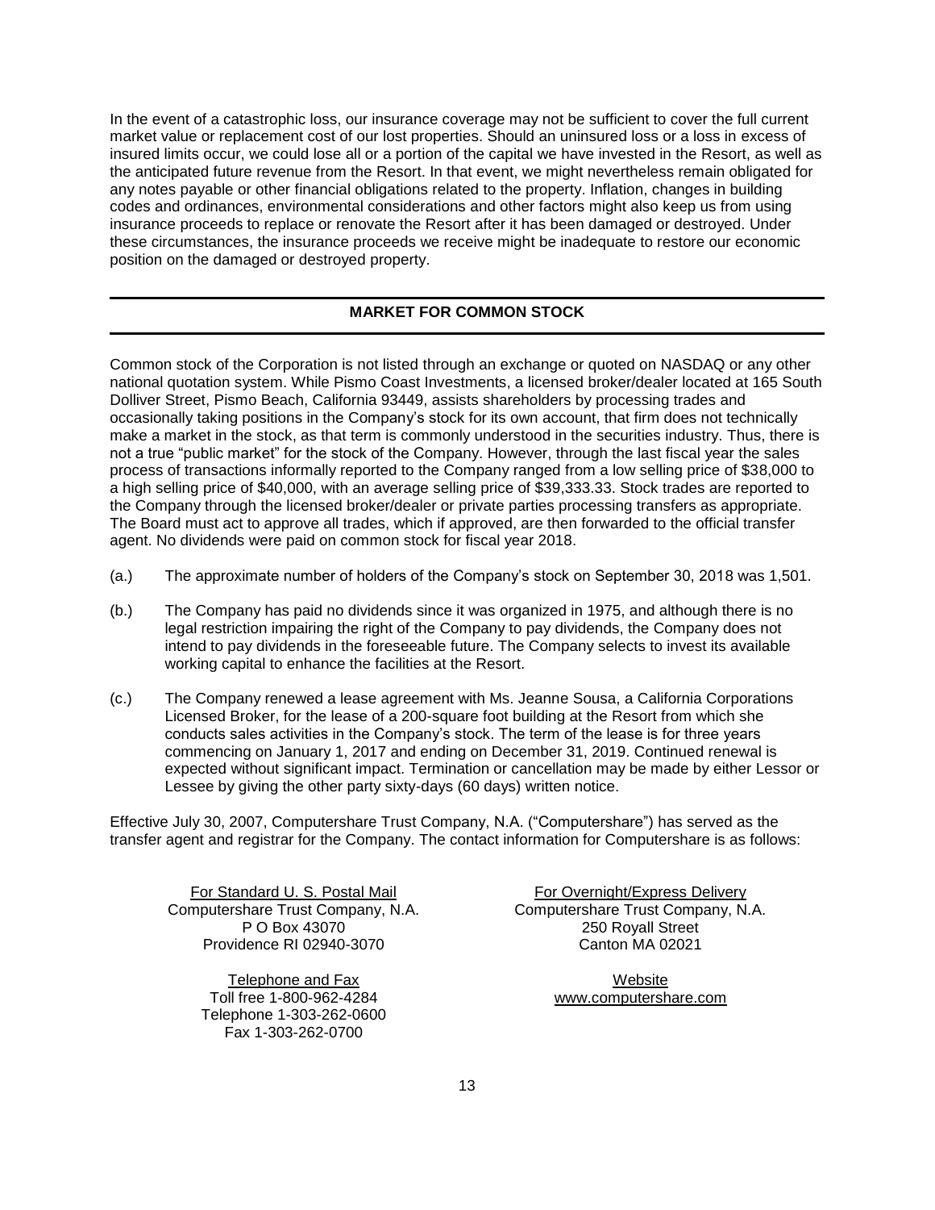In the event of a catastrophic loss, our insurance coverage may not be sufficient to cover the full current market value or replacement cost of our lost properties. Should an uninsured loss or a loss in excess of insured limits occur, we could lose all or a portion of the capital we have invested in the Resort, as well as the anticipated future revenue from the Resort. In that event, we might nevertheless remain obligated for any notes payable or other financial obligations related to the property. Inflation, changes in building codes and ordinances, environmental considerations and other factors might also keep us from using insurance proceeds to replace or renovate the Resort after it has been damaged or destroyed. Under these circumstances, the insurance proceeds we receive might be inadequate to restore our economic position on the damaged or destroyed property.

## MARKET FOR COMMON STOCK

Common stock of the Corporation is not listed through an exchange or quoted on NASDAQ or any other national quotation system. While Pismo Coast Investments, a licensed broker/dealer located at 165 South Dolliver Street, Pismo Beach, California 93449, assists shareholders by processing trades and occasionally taking positions in the Company's stock for its own account, that firm does not technically make a market in the stock, as that term is commonly understood in the securities industry. Thus, there is not a true "public market" for the stock of the Company. However, through the last fiscal year the sales process of transactions informally reported to the Company ranged from a low selling price of $38,000 to a high selling price of $40,000, with an average selling price of $39,333.33. Stock trades are reported to the Company through the licensed broker/dealer or private parties processing transfers as appropriate. The Board must act to approve all trades, which if approved, are then forwarded to the official transfer agent. No dividends were paid on common stock for fiscal year 2018.

(a.) The approximate number of holders of the Company's stock on September 30, 2018 was 1,501.

(b.) The Company has paid no dividends since it was organized in 1975, and although there is no legal restriction impairing the right of the Company to pay dividends, the Company does not intend to pay dividends in the foreseeable future. The Company selects to invest its available working capital to enhance the facilities at the Resort.

(c.) The Company renewed a lease agreement with Ms. Jeanne Sousa, a California Corporations Licensed Broker, for the lease of a 200-square foot building at the Resort from which she conducts sales activities in the Company's stock. The term of the lease is for three years commencing on January 1, 2017 and ending on December 31, 2019. Continued renewal is expected without significant impact. Termination or cancellation may be made by either Lessor or Lessee by giving the other party sixty-days (60 days) written notice.

Effective July 30, 2007, Computershare Trust Company, N.A. ("Computershare") has served as the transfer agent and registrar for the Company. The contact information for Computershare is as follows:

For Standard U. S. Postal Mail
Computershare Trust Company, N.A.
P O Box 43070
Providence RI 02940-3070

For Overnight/Express Delivery
Computershare Trust Company, N.A.
250 Royall Street
Canton MA 02021

Telephone and Fax
Toll free 1-800-962-4284
Telephone 1-303-262-0600
Fax 1-303-262-0700

Website
www.computershare.com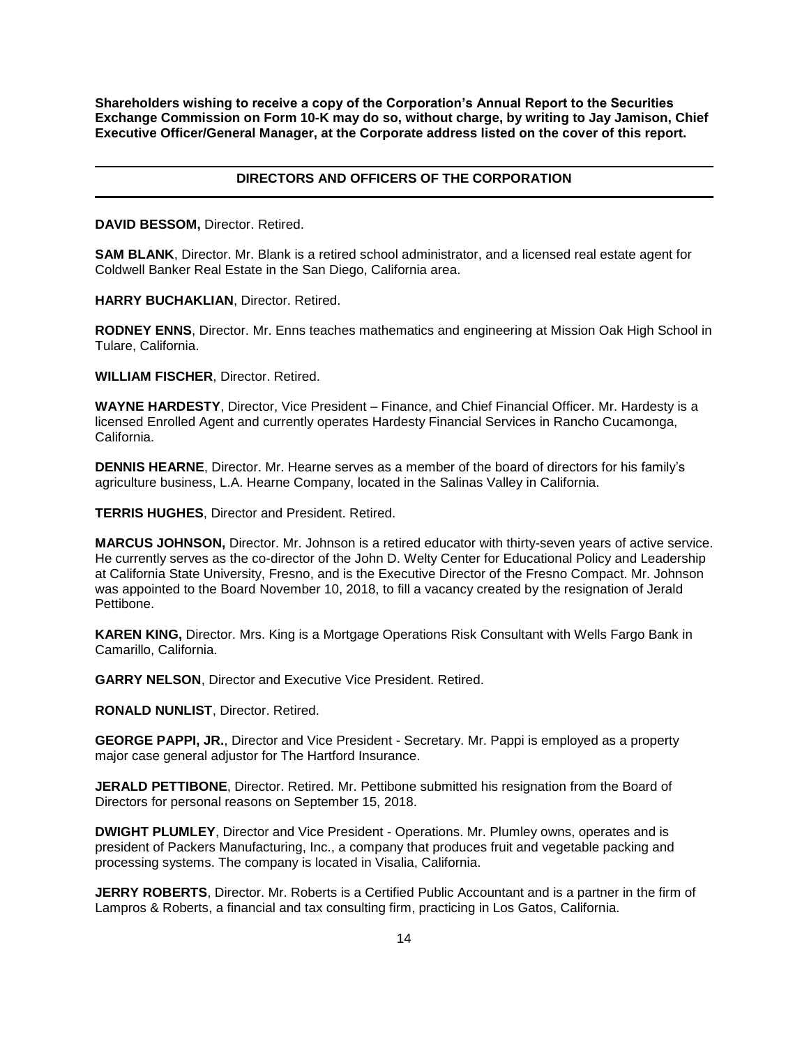**Shareholders wishing to receive a copy of the Corporation's Annual Report to the Securities Exchange Commission on Form 10-K may do so, without charge, by writing to Jay Jamison, Chief Executive Officer/General Manager, at the Corporate address listed on the cover of this report.**

## DIRECTORS AND OFFICERS OF THE CORPORATION

**DAVID BESSOM,** Director. Retired.

**SAM BLANK**, Director. Mr. Blank is a retired school administrator, and a licensed real estate agent for Coldwell Banker Real Estate in the San Diego, California area.

**HARRY BUCHAKLIAN**, Director. Retired.

**RODNEY ENNS**, Director. Mr. Enns teaches mathematics and engineering at Mission Oak High School in Tulare, California.

**WILLIAM FISCHER**, Director. Retired.

**WAYNE HARDESTY**, Director, Vice President – Finance, and Chief Financial Officer. Mr. Hardesty is a licensed Enrolled Agent and currently operates Hardesty Financial Services in Rancho Cucamonga, California.

**DENNIS HEARNE**, Director. Mr. Hearne serves as a member of the board of directors for his family's agriculture business, L.A. Hearne Company, located in the Salinas Valley in California.

**TERRIS HUGHES**, Director and President. Retired.

**MARCUS JOHNSON,** Director. Mr. Johnson is a retired educator with thirty-seven years of active service. He currently serves as the co-director of the John D. Welty Center for Educational Policy and Leadership at California State University, Fresno, and is the Executive Director of the Fresno Compact. Mr. Johnson was appointed to the Board November 10, 2018, to fill a vacancy created by the resignation of Jerald Pettibone.

**KAREN KING,** Director. Mrs. King is a Mortgage Operations Risk Consultant with Wells Fargo Bank in Camarillo, California.

**GARRY NELSON**, Director and Executive Vice President. Retired.

**RONALD NUNLIST**, Director. Retired.

**GEORGE PAPPI, JR.**, Director and Vice President - Secretary. Mr. Pappi is employed as a property major case general adjustor for The Hartford Insurance.

**JERALD PETTIBONE**, Director. Retired. Mr. Pettibone submitted his resignation from the Board of Directors for personal reasons on September 15, 2018.

**DWIGHT PLUMLEY**, Director and Vice President - Operations. Mr. Plumley owns, operates and is president of Packers Manufacturing, Inc., a company that produces fruit and vegetable packing and processing systems. The company is located in Visalia, California.

**JERRY ROBERTS**, Director. Mr. Roberts is a Certified Public Accountant and is a partner in the firm of Lampros & Roberts, a financial and tax consulting firm, practicing in Los Gatos, California.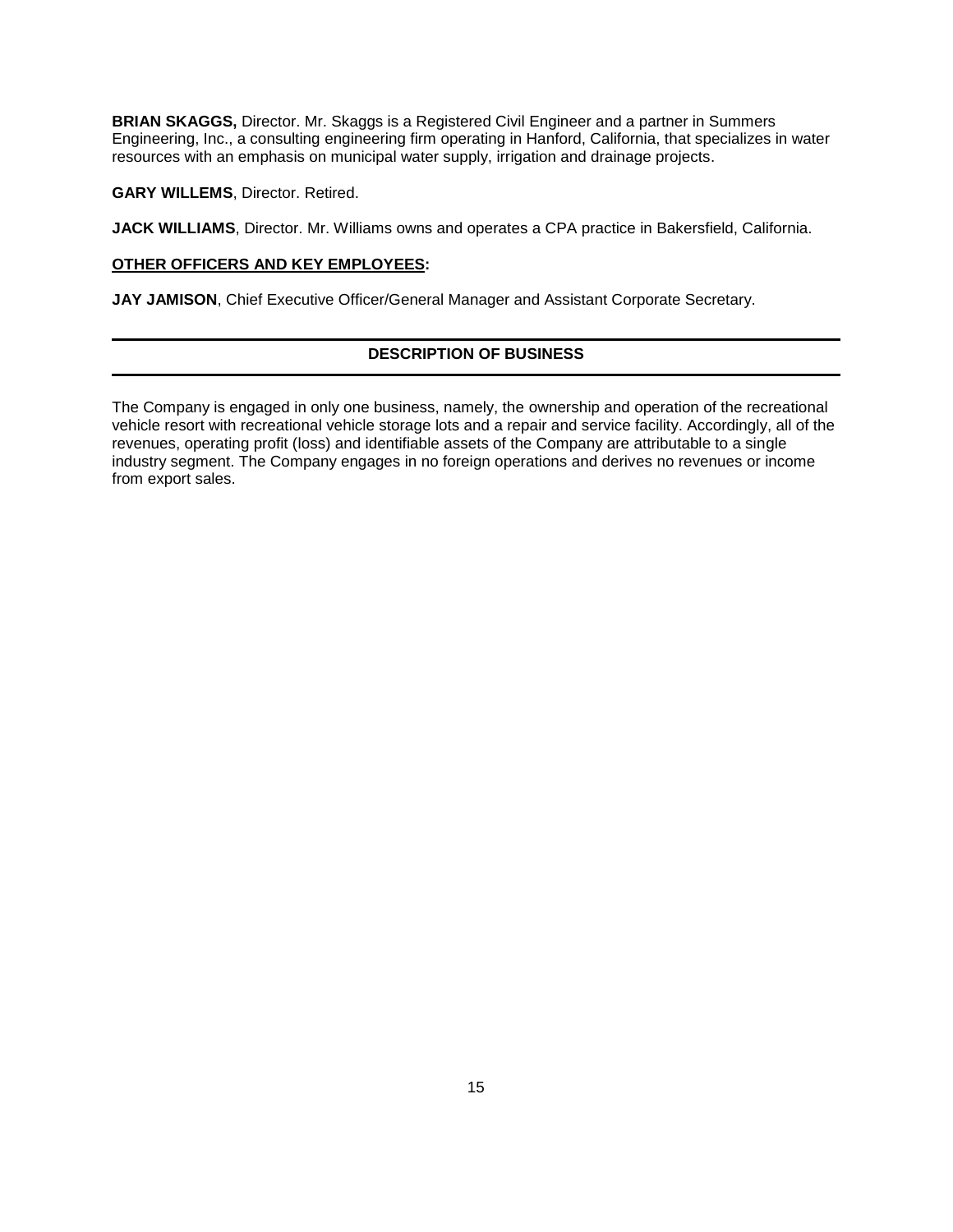**BRIAN SKAGGS,** Director. Mr. Skaggs is a Registered Civil Engineer and a partner in Summers Engineering, Inc., a consulting engineering firm operating in Hanford, California, that specializes in water resources with an emphasis on municipal water supply, irrigation and drainage projects.

**GARY WILLEMS**, Director. Retired.

**JACK WILLIAMS**, Director. Mr. Williams owns and operates a CPA practice in Bakersfield, California.

**OTHER OFFICERS AND KEY EMPLOYEES:**

**JAY JAMISON**, Chief Executive Officer/General Manager and Assistant Corporate Secretary.

## DESCRIPTION OF BUSINESS

The Company is engaged in only one business, namely, the ownership and operation of the recreational vehicle resort with recreational vehicle storage lots and a repair and service facility. Accordingly, all of the revenues, operating profit (loss) and identifiable assets of the Company are attributable to a single industry segment. The Company engages in no foreign operations and derives no revenues or income from export sales.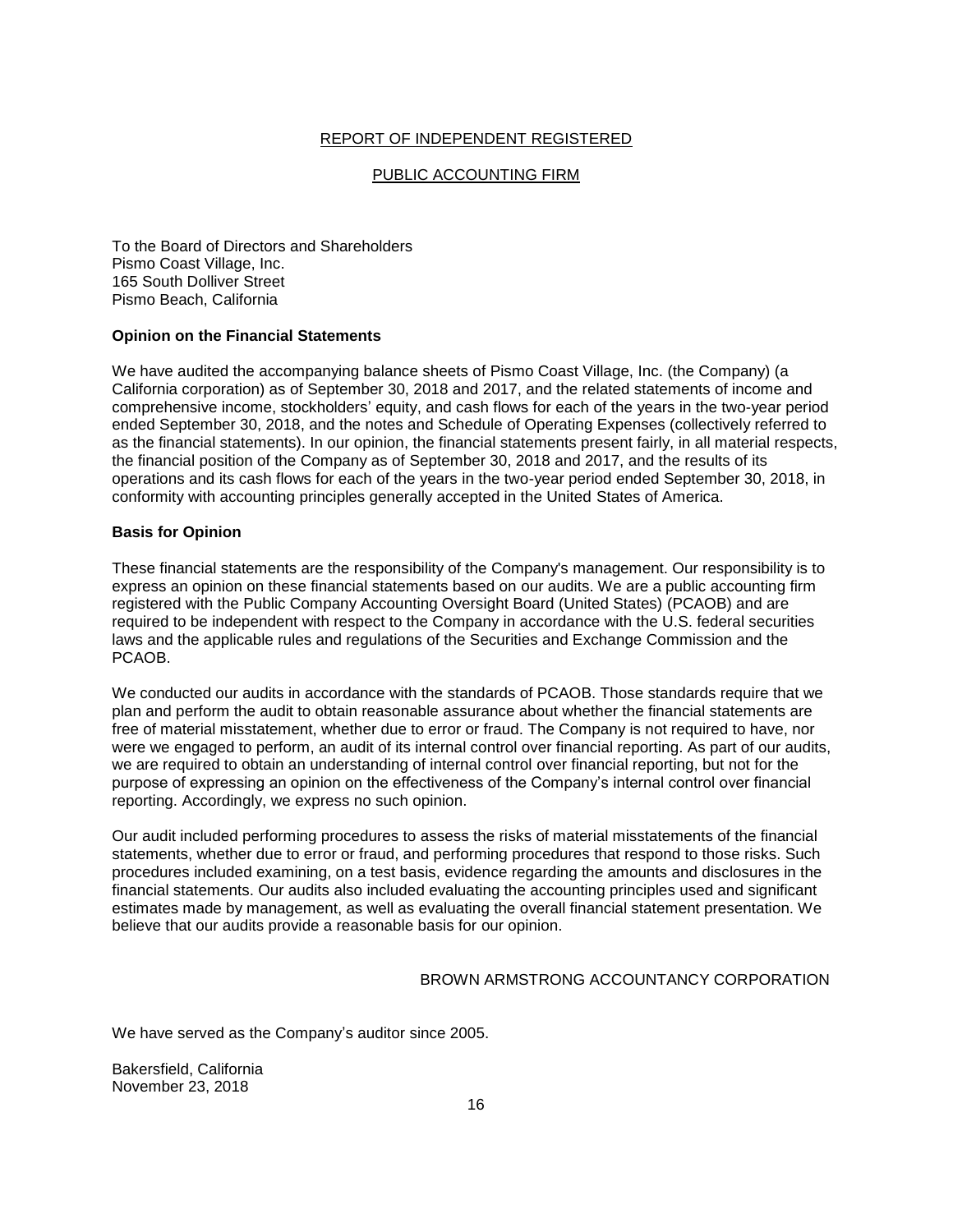# REPORT OF INDEPENDENT REGISTERED PUBLIC ACCOUNTING FIRM

To the Board of Directors and Shareholders
Pismo Coast Village, Inc.
165 South Dolliver Street
Pismo Beach, California

**Opinion on the Financial Statements**

We have audited the accompanying balance sheets of Pismo Coast Village, Inc. (the Company) (a California corporation) as of September 30, 2018 and 2017, and the related statements of income and comprehensive income, stockholders' equity, and cash flows for each of the years in the two-year period ended September 30, 2018, and the notes and Schedule of Operating Expenses (collectively referred to as the financial statements). In our opinion, the financial statements present fairly, in all material respects, the financial position of the Company as of September 30, 2018 and 2017, and the results of its operations and its cash flows for each of the years in the two-year period ended September 30, 2018, in conformity with accounting principles generally accepted in the United States of America.

**Basis for Opinion**

These financial statements are the responsibility of the Company's management. Our responsibility is to express an opinion on these financial statements based on our audits. We are a public accounting firm registered with the Public Company Accounting Oversight Board (United States) (PCAOB) and are required to be independent with respect to the Company in accordance with the U.S. federal securities laws and the applicable rules and regulations of the Securities and Exchange Commission and the PCAOB.

We conducted our audits in accordance with the standards of PCAOB. Those standards require that we plan and perform the audit to obtain reasonable assurance about whether the financial statements are free of material misstatement, whether due to error or fraud. The Company is not required to have, nor were we engaged to perform, an audit of its internal control over financial reporting. As part of our audits, we are required to obtain an understanding of internal control over financial reporting, but not for the purpose of expressing an opinion on the effectiveness of the Company's internal control over financial reporting. Accordingly, we express no such opinion.

Our audit included performing procedures to assess the risks of material misstatements of the financial statements, whether due to error or fraud, and performing procedures that respond to those risks. Such procedures included examining, on a test basis, evidence regarding the amounts and disclosures in the financial statements. Our audits also included evaluating the accounting principles used and significant estimates made by management, as well as evaluating the overall financial statement presentation. We believe that our audits provide a reasonable basis for our opinion.

BROWN ARMSTRONG ACCOUNTANCY CORPORATION

We have served as the Company's auditor since 2005.

Bakersfield, California
November 23, 2018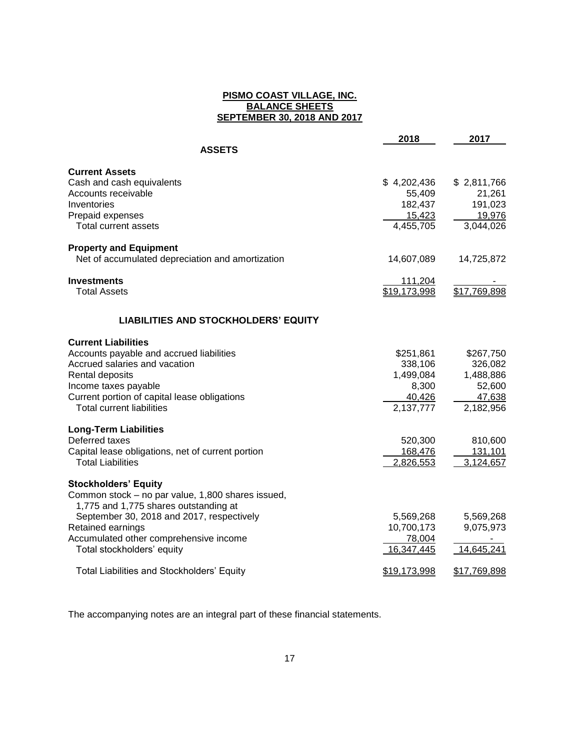**PISMO COAST VILLAGE, INC.**
**BALANCE SHEETS**
**SEPTEMBER 30, 2018 AND 2017**

| | 2018 | 2017 |
|---|---|---|
| **ASSETS** | | |
| **Current Assets** | | |
| Cash and cash equivalents | $ 4,202,436 | $ 2,811,766 |
| Accounts receivable | 55,409 | 21,261 |
| Inventories | 182,437 | 191,023 |
| Prepaid expenses | 15,423 | 19,976 |
| Total current assets | 4,455,705 | 3,044,026 |
| **Property and Equipment** | | |
| Net of accumulated depreciation and amortization | 14,607,089 | 14,725,872 |
| **Investments** | 111,204 | - |
| Total Assets | $19,173,998 | $17,769,898 |
| **LIABILITIES AND STOCKHOLDERS' EQUITY** | | |
| **Current Liabilities** | | |
| Accounts payable and accrued liabilities | $251,861 | $267,750 |
| Accrued salaries and vacation | 338,106 | 326,082 |
| Rental deposits | 1,499,084 | 1,488,886 |
| Income taxes payable | 8,300 | 52,600 |
| Current portion of capital lease obligations | 40,426 | 47,638 |
| Total current liabilities | 2,137,777 | 2,182,956 |
| **Long-Term Liabilities** | | |
| Deferred taxes | 520,300 | 810,600 |
| Capital lease obligations, net of current portion | 168,476 | 131,101 |
| Total Liabilities | 2,826,553 | 3,124,657 |
| **Stockholders' Equity** | | |
| Common stock – no par value, 1,800 shares issued, 1,775 and 1,775 shares outstanding at September 30, 2018 and 2017, respectively | 5,569,268 | 5,569,268 |
| Retained earnings | 10,700,173 | 9,075,973 |
| Accumulated other comprehensive income | 78,004 | - |
| Total stockholders' equity | 16,347,445 | 14,645,241 |
| Total Liabilities and Stockholders' Equity | $19,173,998 | $17,769,898 |

The accompanying notes are an integral part of these financial statements.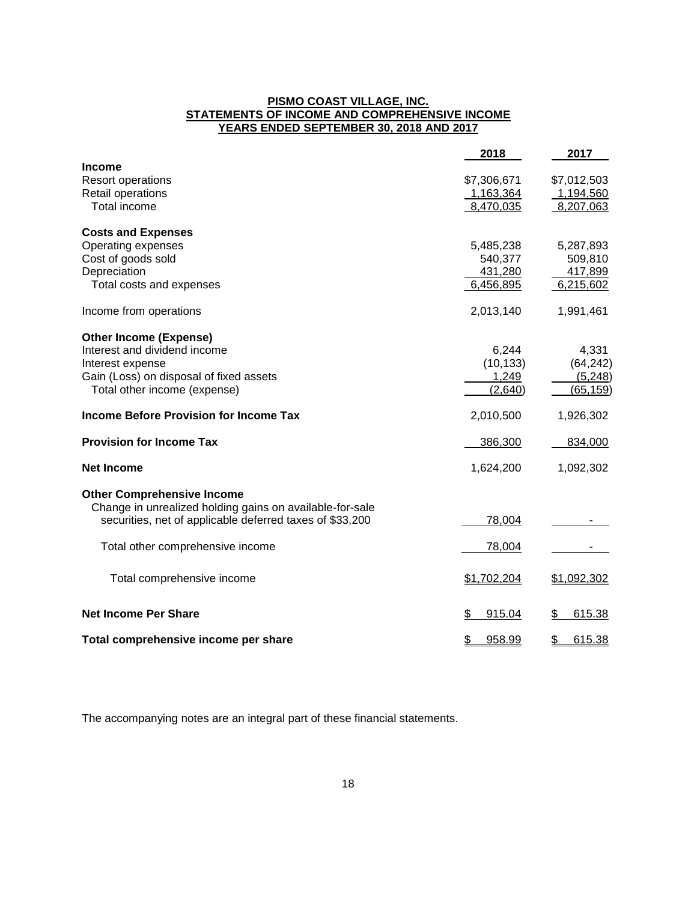**PISMO COAST VILLAGE, INC.**
**STATEMENTS OF INCOME AND COMPREHENSIVE INCOME**
**YEARS ENDED SEPTEMBER 30, 2018 AND 2017**

| | 2018 | 2017 |
|---|---|---|
| **Income** | | |
| Resort operations | $7,306,671 | $7,012,503 |
| Retail operations | 1,163,364 | 1,194,560 |
| Total income | 8,470,035 | 8,207,063 |
| **Costs and Expenses** | | |
| Operating expenses | 5,485,238 | 5,287,893 |
| Cost of goods sold | 540,377 | 509,810 |
| Depreciation | 431,280 | 417,899 |
| Total costs and expenses | 6,456,895 | 6,215,602 |
| Income from operations | 2,013,140 | 1,991,461 |
| **Other Income (Expense)** | | |
| Interest and dividend income | 6,244 | 4,331 |
| Interest expense | (10,133) | (64,242) |
| Gain (Loss) on disposal of fixed assets | 1,249 | (5,248) |
| Total other income (expense) | (2,640) | (65,159) |
| **Income Before Provision for Income Tax** | 2,010,500 | 1,926,302 |
| **Provision for Income Tax** | 386,300 | 834,000 |
| **Net Income** | 1,624,200 | 1,092,302 |
| **Other Comprehensive Income** | | |
| Change in unrealized holding gains on available-for-sale securities, net of applicable deferred taxes of $33,200 | 78,004 | - |
| Total other comprehensive income | 78,004 | - |
| Total comprehensive income | $1,702,204 | $1,092,302 |
| **Net Income Per Share** | $ 915.04 | $ 615.38 |
| **Total comprehensive income per share** | $ 958.99 | $ 615.38 |

The accompanying notes are an integral part of these financial statements.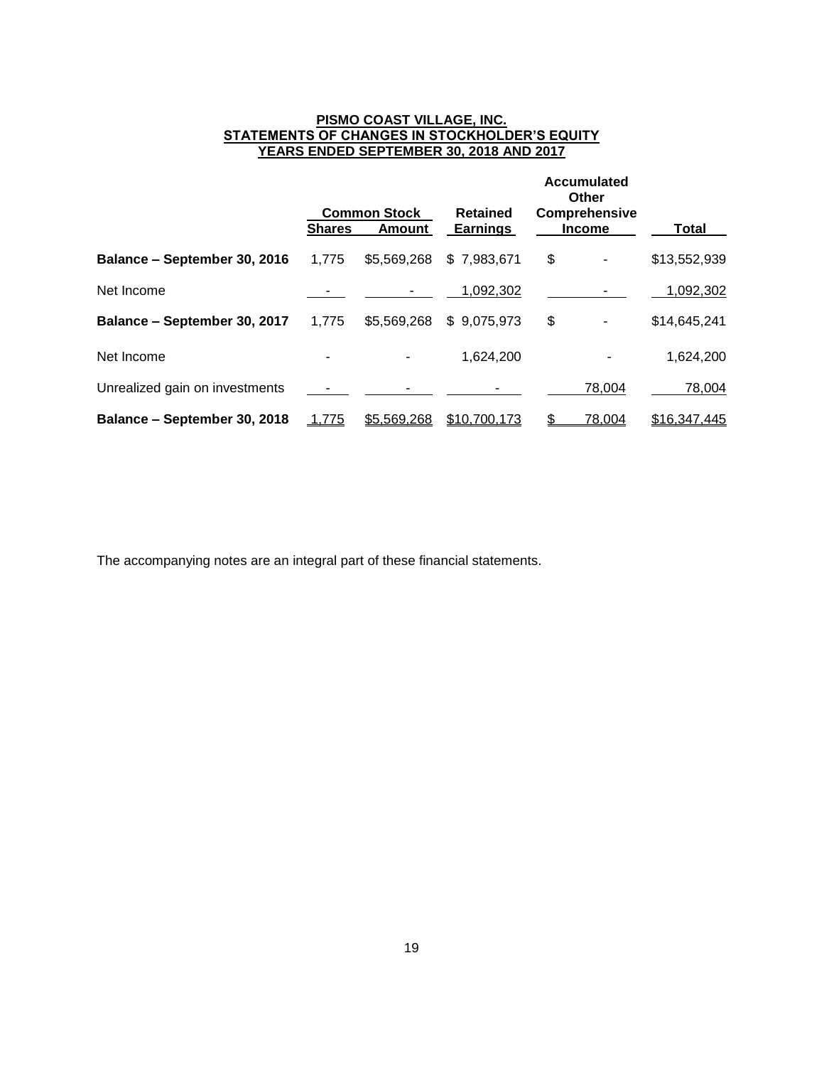**PISMO COAST VILLAGE, INC.**
**STATEMENTS OF CHANGES IN STOCKHOLDER'S EQUITY**
**YEARS ENDED SEPTEMBER 30, 2018 AND 2017**

| | Common Stock | | Retained Earnings | Accumulated Other Comprehensive Income | Total |
|---|---|---|---|---|---|
| | **Shares** | **Amount** | | | |
| **Balance – September 30, 2016** | 1,775 | $5,569,268 | $ 7,983,671 | $ - | $13,552,939 |
| Net Income | - | - | 1,092,302 | - | 1,092,302 |
| **Balance – September 30, 2017** | 1,775 | $5,569,268 | $ 9,075,973 | $ - | $14,645,241 |
| Net Income | - | - | 1,624,200 | - | 1,624,200 |
| Unrealized gain on investments | - | - | - | 78,004 | 78,004 |
| **Balance – September 30, 2018** | 1,775 | $5,569,268 | $10,700,173 | $ 78,004 | $16,347,445 |

The accompanying notes are an integral part of these financial statements.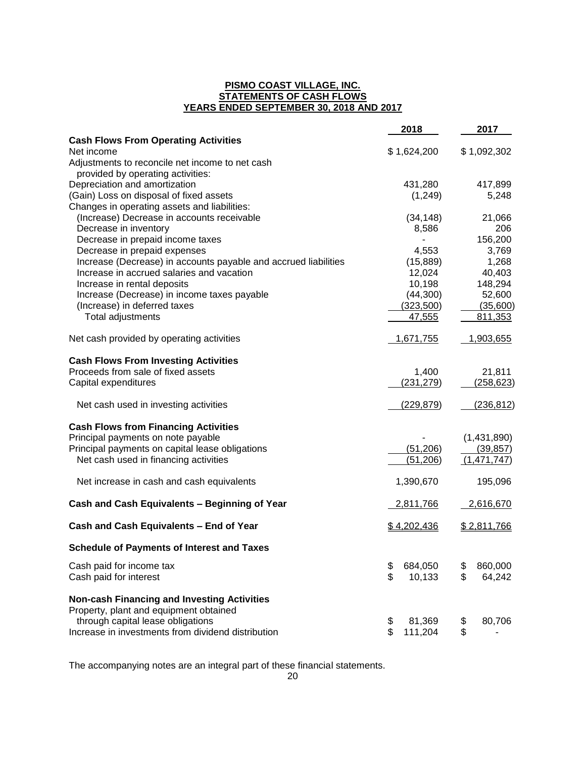**PISMO COAST VILLAGE, INC.**
**STATEMENTS OF CASH FLOWS**
**YEARS ENDED SEPTEMBER 30, 2018 AND 2017**

| | 2018 | 2017 |
|---|---|---|
| **Cash Flows From Operating Activities** | | |
| Net income | $ 1,624,200 | $ 1,092,302 |
| Adjustments to reconcile net income to net cash provided by operating activities: | | |
| Depreciation and amortization | 431,280 | 417,899 |
| (Gain) Loss on disposal of fixed assets | (1,249) | 5,248 |
| Changes in operating assets and liabilities: | | |
| (Increase) Decrease in accounts receivable | (34,148) | 21,066 |
| Decrease in inventory | 8,586 | 206 |
| Decrease in prepaid income taxes | - | 156,200 |
| Decrease in prepaid expenses | 4,553 | 3,769 |
| Increase (Decrease) in accounts payable and accrued liabilities | (15,889) | 1,268 |
| Increase in accrued salaries and vacation | 12,024 | 40,403 |
| Increase in rental deposits | 10,198 | 148,294 |
| Increase (Decrease) in income taxes payable | (44,300) | 52,600 |
| (Increase) in deferred taxes | (323,500) | (35,600) |
| Total adjustments | 47,555 | 811,353 |
| Net cash provided by operating activities | 1,671,755 | 1,903,655 |
| **Cash Flows From Investing Activities** | | |
| Proceeds from sale of fixed assets | 1,400 | 21,811 |
| Capital expenditures | (231,279) | (258,623) |
| Net cash used in investing activities | (229,879) | (236,812) |
| **Cash Flows from Financing Activities** | | |
| Principal payments on note payable | - | (1,431,890) |
| Principal payments on capital lease obligations | (51,206) | (39,857) |
| Net cash used in financing activities | (51,206) | (1,471,747) |
| Net increase in cash and cash equivalents | 1,390,670 | 195,096 |
| **Cash and Cash Equivalents – Beginning of Year** | 2,811,766 | 2,616,670 |
| **Cash and Cash Equivalents – End of Year** | $ 4,202,436 | $ 2,811,766 |
| **Schedule of Payments of Interest and Taxes** | | |
| Cash paid for income tax | $ 684,050 | $ 860,000 |
| Cash paid for interest | $ 10,133 | $ 64,242 |
| **Non-cash Financing and Investing Activities** | | |
| Property, plant and equipment obtained through capital lease obligations | $ 81,369 | $ 80,706 |
| Increase in investments from dividend distribution | $ 111,204 | $ - |

The accompanying notes are an integral part of these financial statements.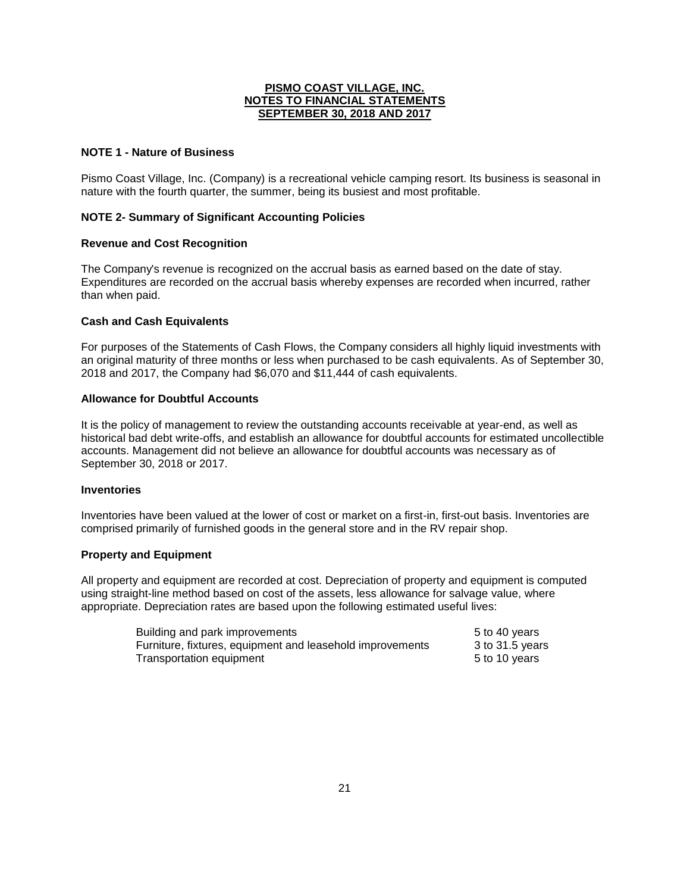**PISMO COAST VILLAGE, INC.**
**NOTES TO FINANCIAL STATEMENTS**
**SEPTEMBER 30, 2018 AND 2017**

**NOTE 1 - Nature of Business**

Pismo Coast Village, Inc. (Company) is a recreational vehicle camping resort. Its business is seasonal in nature with the fourth quarter, the summer, being its busiest and most profitable.

**NOTE 2- Summary of Significant Accounting Policies**

**Revenue and Cost Recognition**

The Company's revenue is recognized on the accrual basis as earned based on the date of stay. Expenditures are recorded on the accrual basis whereby expenses are recorded when incurred, rather than when paid.

**Cash and Cash Equivalents**

For purposes of the Statements of Cash Flows, the Company considers all highly liquid investments with an original maturity of three months or less when purchased to be cash equivalents. As of September 30, 2018 and 2017, the Company had $6,070 and $11,444 of cash equivalents.

**Allowance for Doubtful Accounts**

It is the policy of management to review the outstanding accounts receivable at year-end, as well as historical bad debt write-offs, and establish an allowance for doubtful accounts for estimated uncollectible accounts. Management did not believe an allowance for doubtful accounts was necessary as of September 30, 2018 or 2017.

**Inventories**

Inventories have been valued at the lower of cost or market on a first-in, first-out basis. Inventories are comprised primarily of furnished goods in the general store and in the RV repair shop.

**Property and Equipment**

All property and equipment are recorded at cost. Depreciation of property and equipment is computed using straight-line method based on cost of the assets, less allowance for salvage value, where appropriate. Depreciation rates are based upon the following estimated useful lives:

| | |
|---|---|
| Building and park improvements | 5 to 40 years |
| Furniture, fixtures, equipment and leasehold improvements | 3 to 31.5 years |
| Transportation equipment | 5 to 10 years |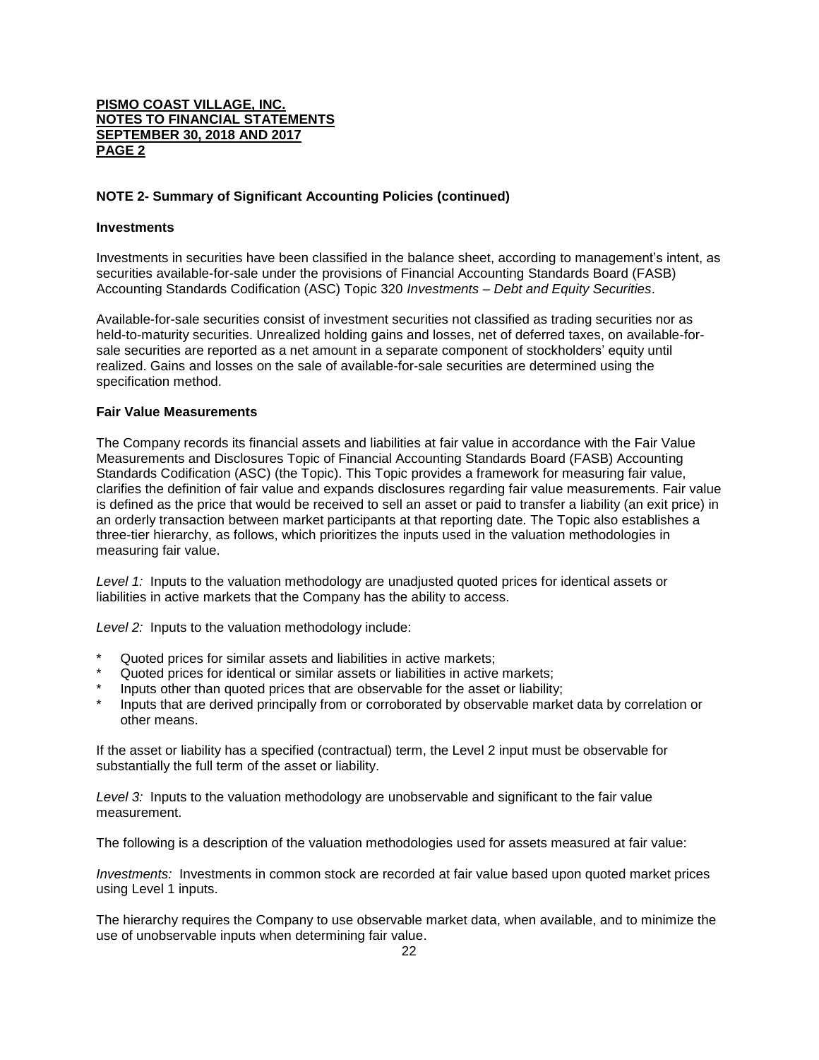**PISMO COAST VILLAGE, INC.**
**NOTES TO FINANCIAL STATEMENTS**
**SEPTEMBER 30, 2018 AND 2017**
**PAGE 2**

**NOTE 2- Summary of Significant Accounting Policies (continued)**

**Investments**

Investments in securities have been classified in the balance sheet, according to management's intent, as securities available-for-sale under the provisions of Financial Accounting Standards Board (FASB) Accounting Standards Codification (ASC) Topic 320 *Investments – Debt and Equity Securities*.

Available-for-sale securities consist of investment securities not classified as trading securities nor as held-to-maturity securities. Unrealized holding gains and losses, net of deferred taxes, on available-for-sale securities are reported as a net amount in a separate component of stockholders' equity until realized. Gains and losses on the sale of available-for-sale securities are determined using the specification method.

**Fair Value Measurements**

The Company records its financial assets and liabilities at fair value in accordance with the Fair Value Measurements and Disclosures Topic of Financial Accounting Standards Board (FASB) Accounting Standards Codification (ASC) (the Topic). This Topic provides a framework for measuring fair value, clarifies the definition of fair value and expands disclosures regarding fair value measurements. Fair value is defined as the price that would be received to sell an asset or paid to transfer a liability (an exit price) in an orderly transaction between market participants at that reporting date. The Topic also establishes a three-tier hierarchy, as follows, which prioritizes the inputs used in the valuation methodologies in measuring fair value.

*Level 1:* Inputs to the valuation methodology are unadjusted quoted prices for identical assets or liabilities in active markets that the Company has the ability to access.

*Level 2:* Inputs to the valuation methodology include:

- Quoted prices for similar assets and liabilities in active markets;
- Quoted prices for identical or similar assets or liabilities in active markets;
- Inputs other than quoted prices that are observable for the asset or liability;
- Inputs that are derived principally from or corroborated by observable market data by correlation or other means.

If the asset or liability has a specified (contractual) term, the Level 2 input must be observable for substantially the full term of the asset or liability.

*Level 3:* Inputs to the valuation methodology are unobservable and significant to the fair value measurement.

The following is a description of the valuation methodologies used for assets measured at fair value:

*Investments:* Investments in common stock are recorded at fair value based upon quoted market prices using Level 1 inputs.

The hierarchy requires the Company to use observable market data, when available, and to minimize the use of unobservable inputs when determining fair value.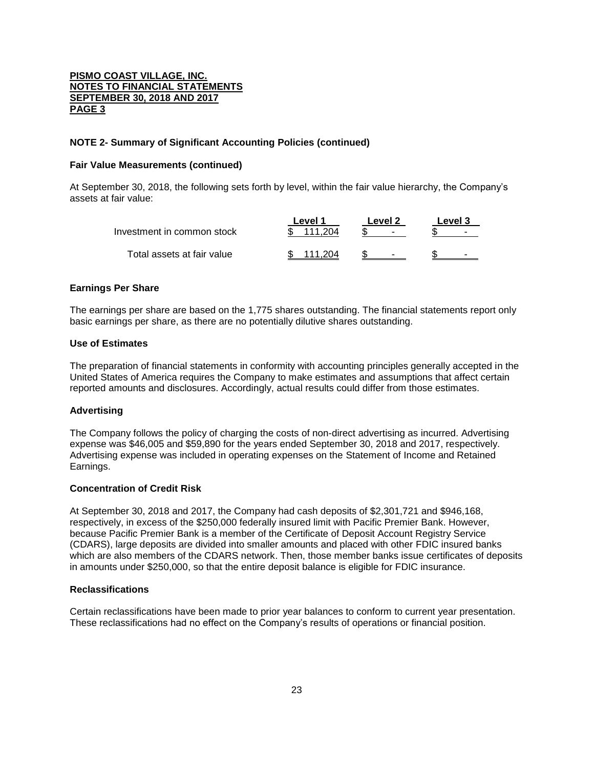**PISMO COAST VILLAGE, INC.**
**NOTES TO FINANCIAL STATEMENTS**
**SEPTEMBER 30, 2018 AND 2017**
**PAGE 3**

### NOTE 2- Summary of Significant Accounting Policies (continued)

#### Fair Value Measurements (continued)

At September 30, 2018, the following sets forth by level, within the fair value hierarchy, the Company's assets at fair value:

| | Level 1 | Level 2 | Level 3 |
|---|---|---|---|
| Investment in common stock | $ 111,204 | $ - | $ - |
| Total assets at fair value | $ 111,204 | $ - | $ - |

#### Earnings Per Share

The earnings per share are based on the 1,775 shares outstanding. The financial statements report only basic earnings per share, as there are no potentially dilutive shares outstanding.

#### Use of Estimates

The preparation of financial statements in conformity with accounting principles generally accepted in the United States of America requires the Company to make estimates and assumptions that affect certain reported amounts and disclosures. Accordingly, actual results could differ from those estimates.

#### Advertising

The Company follows the policy of charging the costs of non-direct advertising as incurred. Advertising expense was $46,005 and $59,890 for the years ended September 30, 2018 and 2017, respectively. Advertising expense was included in operating expenses on the Statement of Income and Retained Earnings.

#### Concentration of Credit Risk

At September 30, 2018 and 2017, the Company had cash deposits of $2,301,721 and $946,168, respectively, in excess of the $250,000 federally insured limit with Pacific Premier Bank. However, because Pacific Premier Bank is a member of the Certificate of Deposit Account Registry Service (CDARS), large deposits are divided into smaller amounts and placed with other FDIC insured banks which are also members of the CDARS network. Then, those member banks issue certificates of deposits in amounts under $250,000, so that the entire deposit balance is eligible for FDIC insurance.

#### Reclassifications

Certain reclassifications have been made to prior year balances to conform to current year presentation. These reclassifications had no effect on the Company's results of operations or financial position.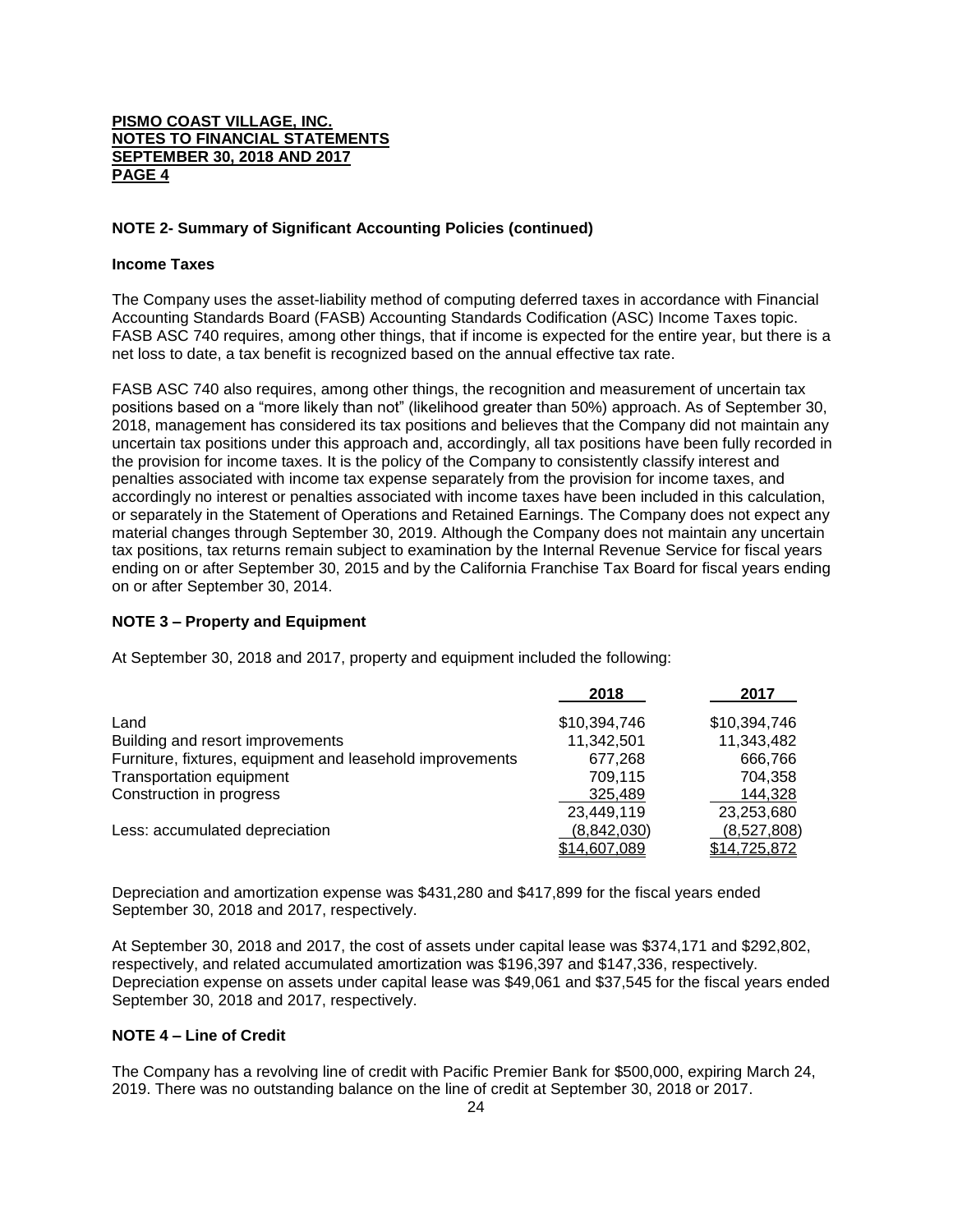**PISMO COAST VILLAGE, INC.**
**NOTES TO FINANCIAL STATEMENTS**
**SEPTEMBER 30, 2018 AND 2017**
**PAGE 4**

### NOTE 2- Summary of Significant Accounting Policies (continued)

#### Income Taxes

The Company uses the asset-liability method of computing deferred taxes in accordance with Financial Accounting Standards Board (FASB) Accounting Standards Codification (ASC) Income Taxes topic. FASB ASC 740 requires, among other things, that if income is expected for the entire year, but there is a net loss to date, a tax benefit is recognized based on the annual effective tax rate.

FASB ASC 740 also requires, among other things, the recognition and measurement of uncertain tax positions based on a "more likely than not" (likelihood greater than 50%) approach. As of September 30, 2018, management has considered its tax positions and believes that the Company did not maintain any uncertain tax positions under this approach and, accordingly, all tax positions have been fully recorded in the provision for income taxes. It is the policy of the Company to consistently classify interest and penalties associated with income tax expense separately from the provision for income taxes, and accordingly no interest or penalties associated with income taxes have been included in this calculation, or separately in the Statement of Operations and Retained Earnings. The Company does not expect any material changes through September 30, 2019. Although the Company does not maintain any uncertain tax positions, tax returns remain subject to examination by the Internal Revenue Service for fiscal years ending on or after September 30, 2015 and by the California Franchise Tax Board for fiscal years ending on or after September 30, 2014.

### NOTE 3 – Property and Equipment

At September 30, 2018 and 2017, property and equipment included the following:

| | 2018 | 2017 |
|---|---|---|
| Land | $10,394,746 | $10,394,746 |
| Building and resort improvements | 11,342,501 | 11,343,482 |
| Furniture, fixtures, equipment and leasehold improvements | 677,268 | 666,766 |
| Transportation equipment | 709,115 | 704,358 |
| Construction in progress | 325,489 | 144,328 |
| | 23,449,119 | 23,253,680 |
| Less: accumulated depreciation | (8,842,030) | (8,527,808) |
| | $14,607,089 | $14,725,872 |

Depreciation and amortization expense was $431,280 and $417,899 for the fiscal years ended September 30, 2018 and 2017, respectively.

At September 30, 2018 and 2017, the cost of assets under capital lease was $374,171 and $292,802, respectively, and related accumulated amortization was $196,397 and $147,336, respectively. Depreciation expense on assets under capital lease was $49,061 and $37,545 for the fiscal years ended September 30, 2018 and 2017, respectively.

### NOTE 4 – Line of Credit

The Company has a revolving line of credit with Pacific Premier Bank for $500,000, expiring March 24, 2019. There was no outstanding balance on the line of credit at September 30, 2018 or 2017.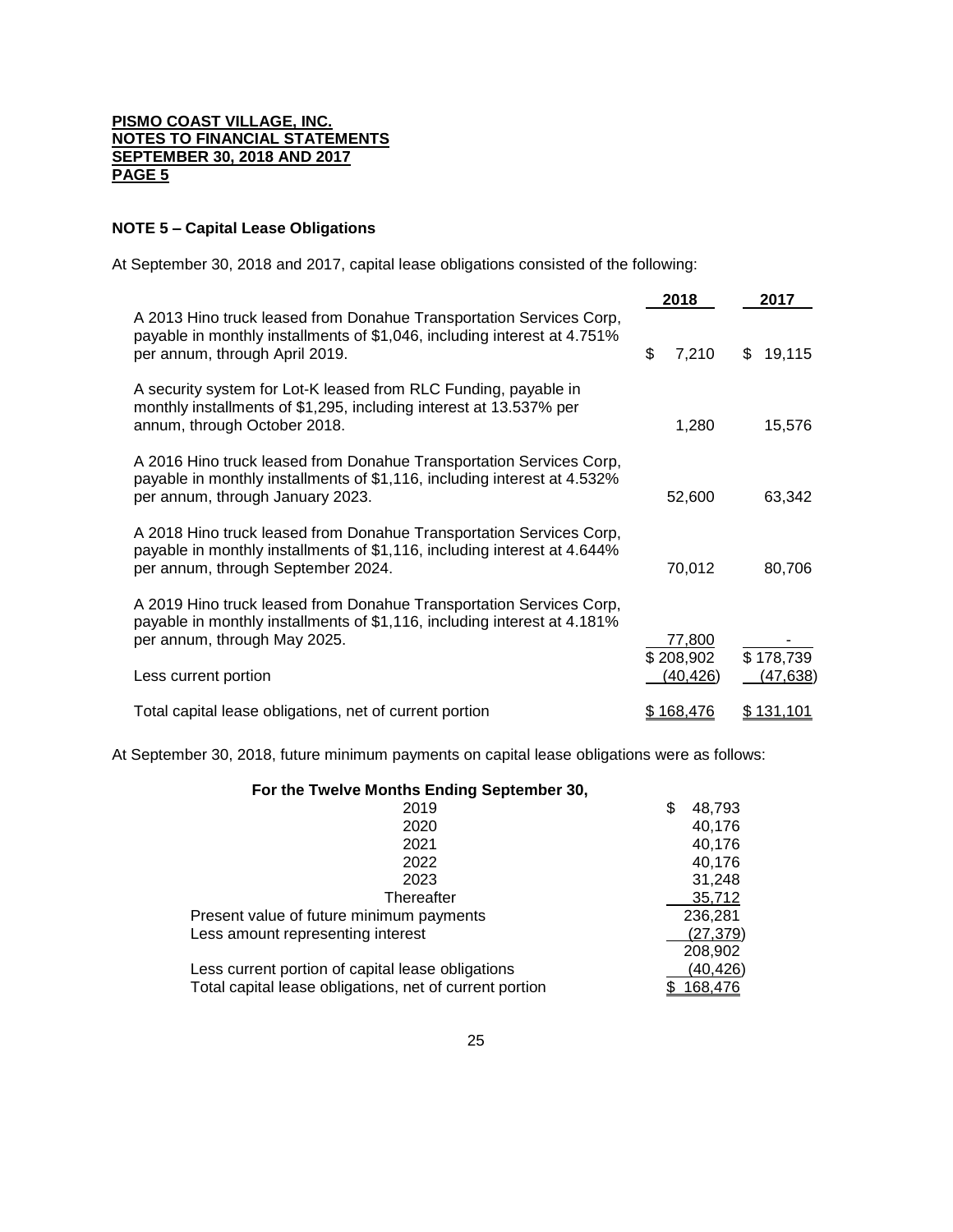**PISMO COAST VILLAGE, INC.**
**NOTES TO FINANCIAL STATEMENTS**
**SEPTEMBER 30, 2018 AND 2017**
**PAGE 5**

### NOTE 5 – Capital Lease Obligations

At September 30, 2018 and 2017, capital lease obligations consisted of the following:

| | 2018 | 2017 |
|---|---|---|
| A 2013 Hino truck leased from Donahue Transportation Services Corp, payable in monthly installments of $1,046, including interest at 4.751% per annum, through April 2019. | $ 7,210 | $ 19,115 |
| A security system for Lot-K leased from RLC Funding, payable in monthly installments of $1,295, including interest at 13.537% per annum, through October 2018. | 1,280 | 15,576 |
| A 2016 Hino truck leased from Donahue Transportation Services Corp, payable in monthly installments of $1,116, including interest at 4.532% per annum, through January 2023. | 52,600 | 63,342 |
| A 2018 Hino truck leased from Donahue Transportation Services Corp, payable in monthly installments of $1,116, including interest at 4.644% per annum, through September 2024. | 70,012 | 80,706 |
| A 2019 Hino truck leased from Donahue Transportation Services Corp, payable in monthly installments of $1,116, including interest at 4.181% per annum, through May 2025. | 77,800 | - |
| | $ 208,902 | $ 178,739 |
| Less current portion | (40,426) | (47,638) |
| Total capital lease obligations, net of current portion | $ 168,476 | $ 131,101 |

At September 30, 2018, future minimum payments on capital lease obligations were as follows:

| For the Twelve Months Ending September 30, | |
|---|---|
| 2019 | $ 48,793 |
| 2020 | 40,176 |
| 2021 | 40,176 |
| 2022 | 40,176 |
| 2023 | 31,248 |
| Thereafter | 35,712 |
| Present value of future minimum payments | 236,281 |
| Less amount representing interest | (27,379) |
| | 208,902 |
| Less current portion of capital lease obligations | (40,426) |
| Total capital lease obligations, net of current portion | $ 168,476 |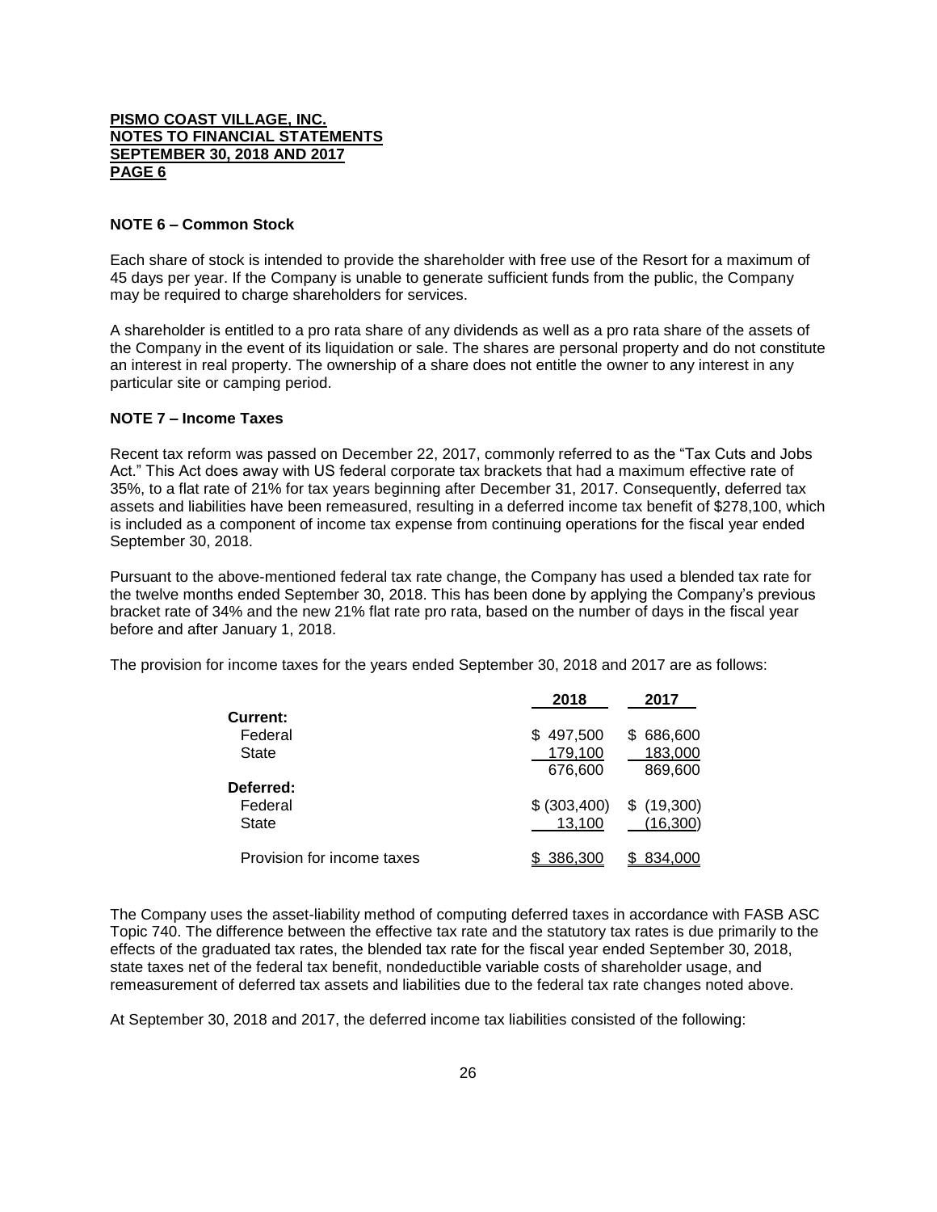**PISMO COAST VILLAGE, INC.**
**NOTES TO FINANCIAL STATEMENTS**
**SEPTEMBER 30, 2018 AND 2017**
**PAGE 6**

**NOTE 6 – Common Stock**

Each share of stock is intended to provide the shareholder with free use of the Resort for a maximum of 45 days per year. If the Company is unable to generate sufficient funds from the public, the Company may be required to charge shareholders for services.

A shareholder is entitled to a pro rata share of any dividends as well as a pro rata share of the assets of the Company in the event of its liquidation or sale. The shares are personal property and do not constitute an interest in real property. The ownership of a share does not entitle the owner to any interest in any particular site or camping period.

**NOTE 7 – Income Taxes**

Recent tax reform was passed on December 22, 2017, commonly referred to as the "Tax Cuts and Jobs Act." This Act does away with US federal corporate tax brackets that had a maximum effective rate of 35%, to a flat rate of 21% for tax years beginning after December 31, 2017. Consequently, deferred tax assets and liabilities have been remeasured, resulting in a deferred income tax benefit of $278,100, which is included as a component of income tax expense from continuing operations for the fiscal year ended September 30, 2018.

Pursuant to the above-mentioned federal tax rate change, the Company has used a blended tax rate for the twelve months ended September 30, 2018. This has been done by applying the Company's previous bracket rate of 34% and the new 21% flat rate pro rata, based on the number of days in the fiscal year before and after January 1, 2018.

The provision for income taxes for the years ended September 30, 2018 and 2017 are as follows:

| | 2018 | 2017 |
|---|---|---|
| **Current:** | | |
| Federal | $ 497,500 | $ 686,600 |
| State | 179,100 | 183,000 |
| | 676,600 | 869,600 |
| **Deferred:** | | |
| Federal | $ (303,400) | $ (19,300) |
| State | 13,100 | (16,300) |
| Provision for income taxes | $ 386,300 | $ 834,000 |

The Company uses the asset-liability method of computing deferred taxes in accordance with FASB ASC Topic 740. The difference between the effective tax rate and the statutory tax rates is due primarily to the effects of the graduated tax rates, the blended tax rate for the fiscal year ended September 30, 2018, state taxes net of the federal tax benefit, nondeductible variable costs of shareholder usage, and remeasurement of deferred tax assets and liabilities due to the federal tax rate changes noted above.

At September 30, 2018 and 2017, the deferred income tax liabilities consisted of the following: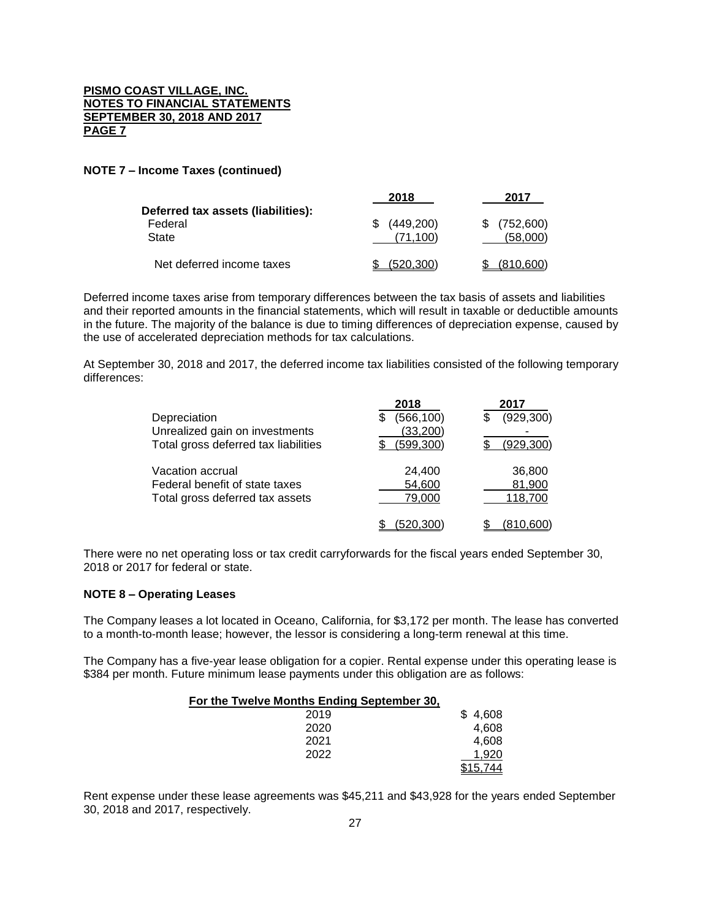**PISMO COAST VILLAGE, INC.**
**NOTES TO FINANCIAL STATEMENTS**
**SEPTEMBER 30, 2018 AND 2017**

**NOTE 7 – Income Taxes (continued)**

| | 2018 | 2017 |
|---|---|---|
| **Deferred tax assets (liabilities):** | | |
| Federal | $ (449,200) | $ (752,600) |
| State | (71,100) | (58,000) |
| Net deferred income taxes | $ (520,300) | $ (810,600) |

Deferred income taxes arise from temporary differences between the tax basis of assets and liabilities and their reported amounts in the financial statements, which will result in taxable or deductible amounts in the future. The majority of the balance is due to timing differences of depreciation expense, caused by the use of accelerated depreciation methods for tax calculations.

At September 30, 2018 and 2017, the deferred income tax liabilities consisted of the following temporary differences:

| | 2018 | 2017 |
|---|---|---|
| Depreciation | $ (566,100) | $ (929,300) |
| Unrealized gain on investments | (33,200) | - |
| Total gross deferred tax liabilities | $ (599,300) | $ (929,300) |
| Vacation accrual | 24,400 | 36,800 |
| Federal benefit of state taxes | 54,600 | 81,900 |
| Total gross deferred tax assets | 79,000 | 118,700 |
| | $ (520,300) | $ (810,600) |

There were no net operating loss or tax credit carryforwards for the fiscal years ended September 30, 2018 or 2017 for federal or state.

**NOTE 8 – Operating Leases**

The Company leases a lot located in Oceano, California, for $3,172 per month. The lease has converted to a month-to-month lease; however, the lessor is considering a long-term renewal at this time.

The Company has a five-year lease obligation for a copier. Rental expense under this operating lease is $384 per month. Future minimum lease payments under this obligation are as follows:

| For the Twelve Months Ending September 30, | |
|---|---|
| 2019 | $ 4,608 |
| 2020 | 4,608 |
| 2021 | 4,608 |
| 2022 | 1,920 |
| | $15,744 |

Rent expense under these lease agreements was $45,211 and $43,928 for the years ended September 30, 2018 and 2017, respectively.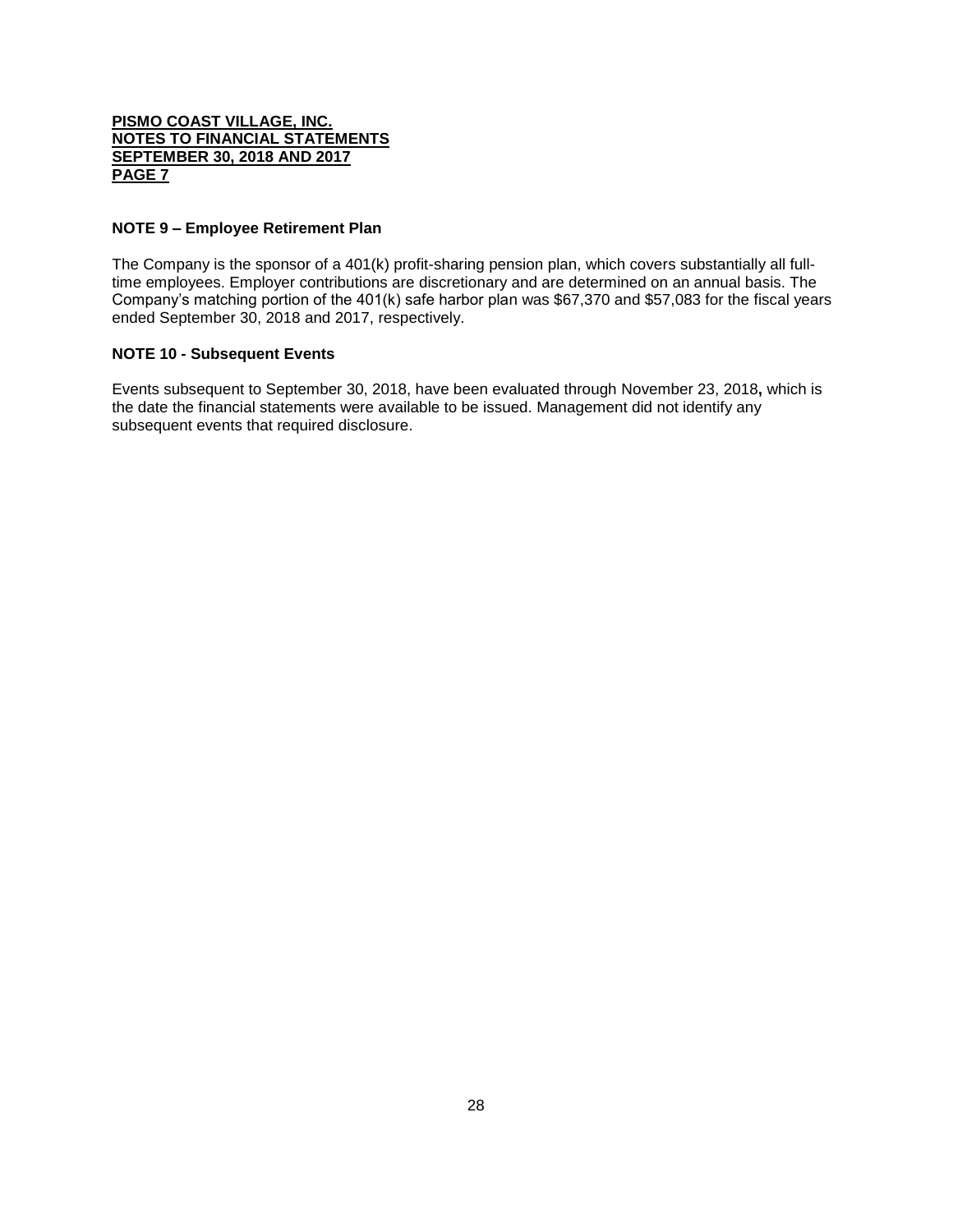**PISMO COAST VILLAGE, INC.**
**NOTES TO FINANCIAL STATEMENTS**
**SEPTEMBER 30, 2018 AND 2017**
**PAGE 7**

**NOTE 9 – Employee Retirement Plan**

The Company is the sponsor of a 401(k) profit-sharing pension plan, which covers substantially all full-time employees. Employer contributions are discretionary and are determined on an annual basis. The Company's matching portion of the 401(k) safe harbor plan was $67,370 and $57,083 for the fiscal years ended September 30, 2018 and 2017, respectively.

**NOTE 10 - Subsequent Events**

Events subsequent to September 30, 2018, have been evaluated through November 23, 2018**,** which is the date the financial statements were available to be issued. Management did not identify any subsequent events that required disclosure.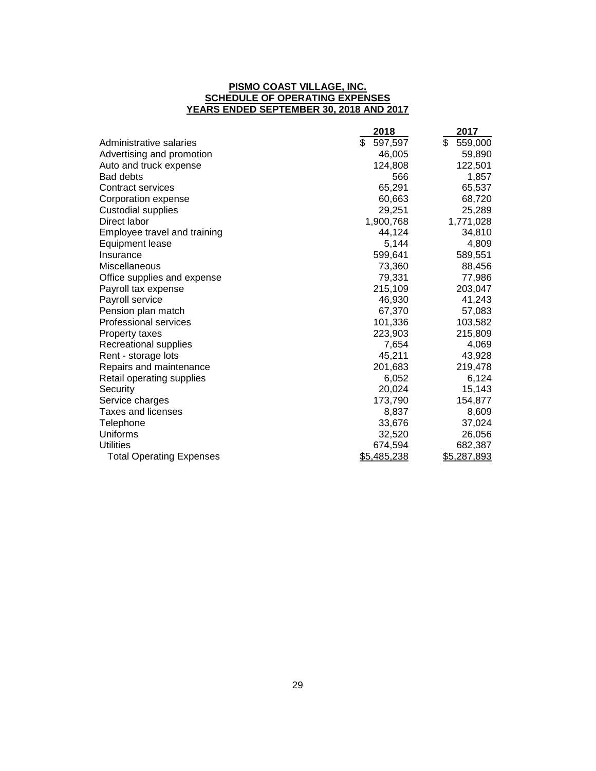**PISMO COAST VILLAGE, INC.**
**SCHEDULE OF OPERATING EXPENSES**
**YEARS ENDED SEPTEMBER 30, 2018 AND 2017**

| | 2018 | 2017 |
|---|---|---|
| Administrative salaries | $ 597,597 | $ 559,000 |
| Advertising and promotion | 46,005 | 59,890 |
| Auto and truck expense | 124,808 | 122,501 |
| Bad debts | 566 | 1,857 |
| Contract services | 65,291 | 65,537 |
| Corporation expense | 60,663 | 68,720 |
| Custodial supplies | 29,251 | 25,289 |
| Direct labor | 1,900,768 | 1,771,028 |
| Employee travel and training | 44,124 | 34,810 |
| Equipment lease | 5,144 | 4,809 |
| Insurance | 599,641 | 589,551 |
| Miscellaneous | 73,360 | 88,456 |
| Office supplies and expense | 79,331 | 77,986 |
| Payroll tax expense | 215,109 | 203,047 |
| Payroll service | 46,930 | 41,243 |
| Pension plan match | 67,370 | 57,083 |
| Professional services | 101,336 | 103,582 |
| Property taxes | 223,903 | 215,809 |
| Recreational supplies | 7,654 | 4,069 |
| Rent - storage lots | 45,211 | 43,928 |
| Repairs and maintenance | 201,683 | 219,478 |
| Retail operating supplies | 6,052 | 6,124 |
| Security | 20,024 | 15,143 |
| Service charges | 173,790 | 154,877 |
| Taxes and licenses | 8,837 | 8,609 |
| Telephone | 33,676 | 37,024 |
| Uniforms | 32,520 | 26,056 |
| Utilities | 674,594 | 682,387 |
| Total Operating Expenses | $5,485,238 | $5,287,893 |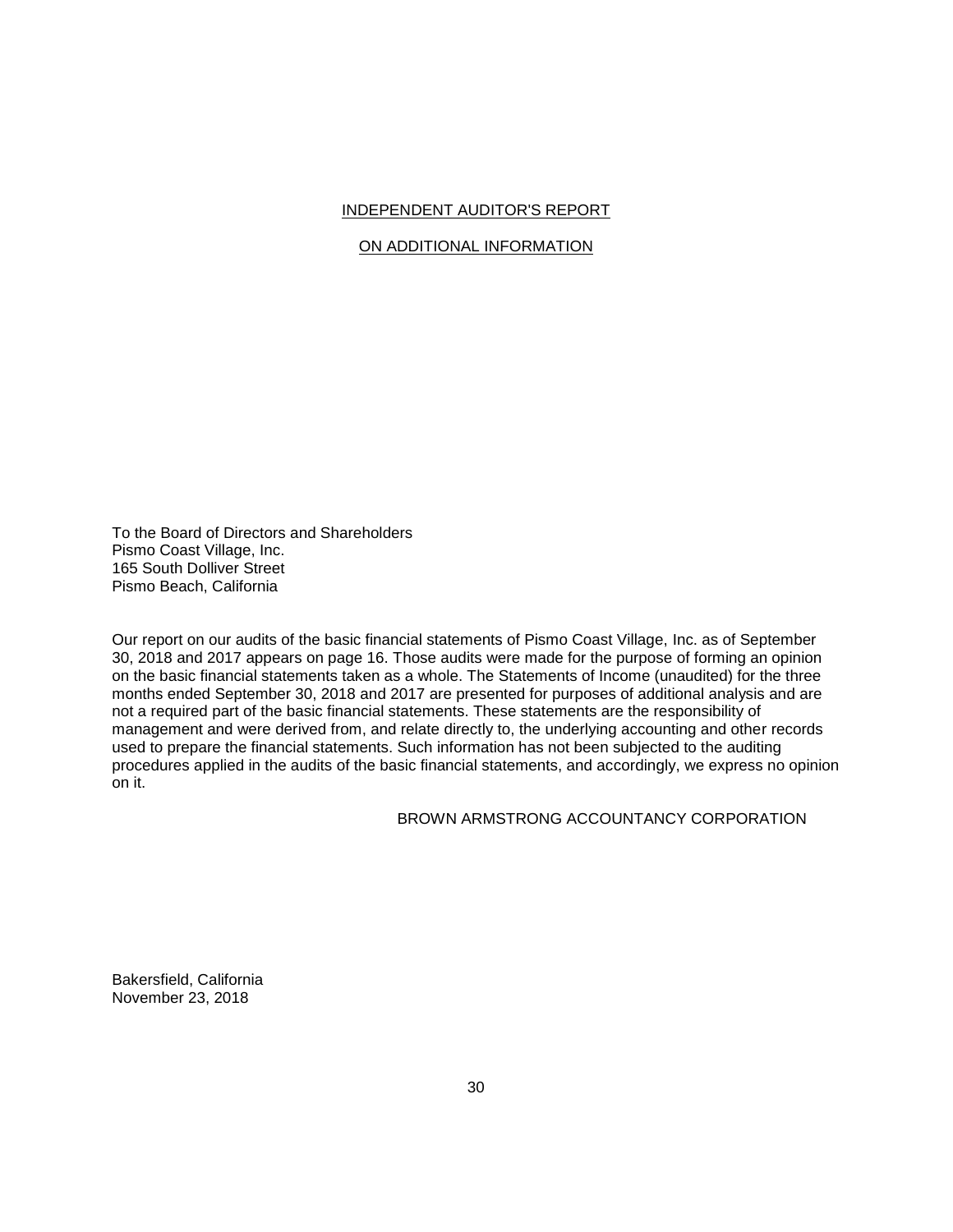# INDEPENDENT AUDITOR'S REPORT

## ON ADDITIONAL INFORMATION

To the Board of Directors and Shareholders
Pismo Coast Village, Inc.
165 South Dolliver Street
Pismo Beach, California

Our report on our audits of the basic financial statements of Pismo Coast Village, Inc. as of September 30, 2018 and 2017 appears on page 16. Those audits were made for the purpose of forming an opinion on the basic financial statements taken as a whole. The Statements of Income (unaudited) for the three months ended September 30, 2018 and 2017 are presented for purposes of additional analysis and are not a required part of the basic financial statements. These statements are the responsibility of management and were derived from, and relate directly to, the underlying accounting and other records used to prepare the financial statements. Such information has not been subjected to the auditing procedures applied in the audits of the basic financial statements, and accordingly, we express no opinion on it.

BROWN ARMSTRONG ACCOUNTANCY CORPORATION

Bakersfield, California
November 23, 2018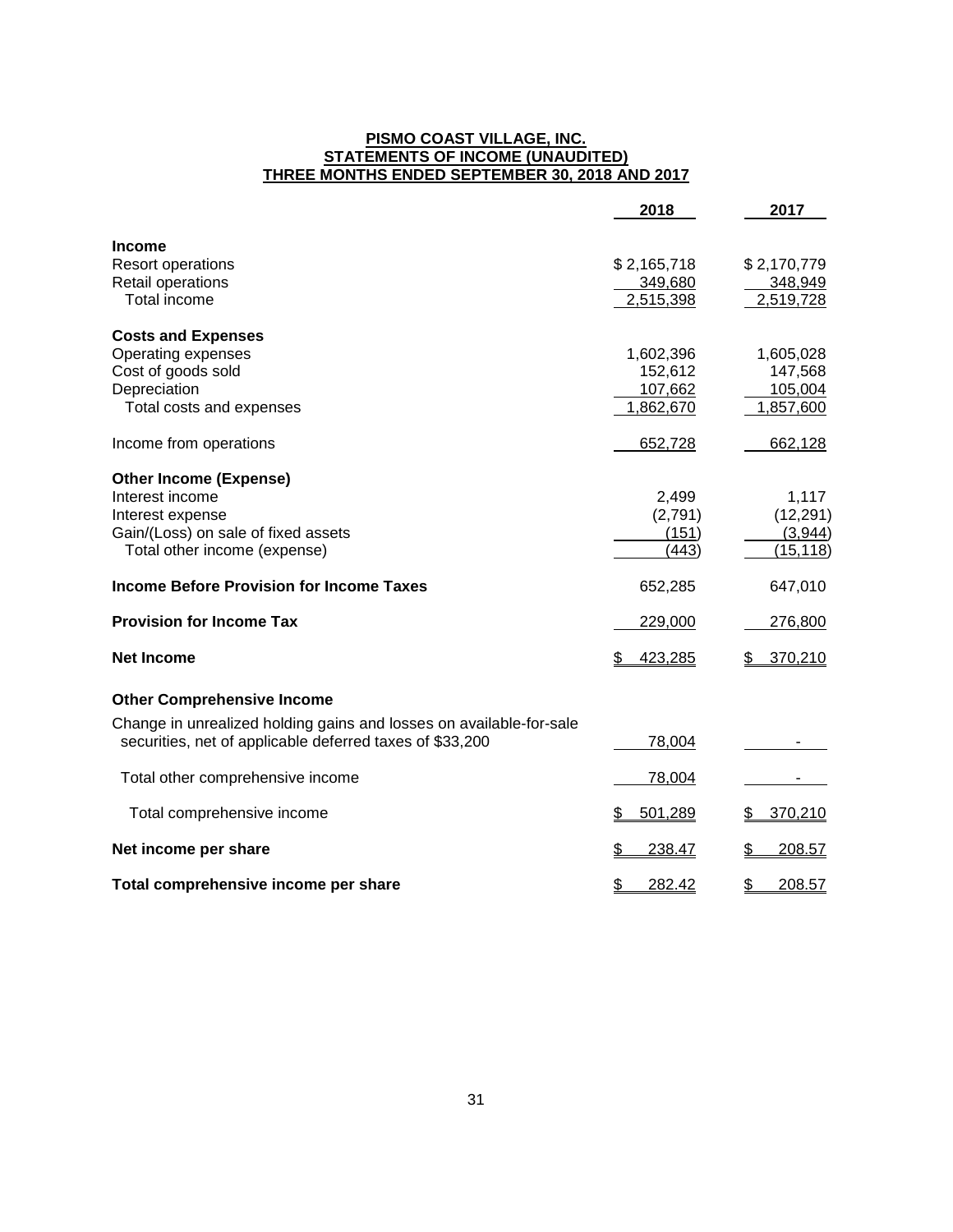**PISMO COAST VILLAGE, INC.**
**STATEMENTS OF INCOME (UNAUDITED)**
**THREE MONTHS ENDED SEPTEMBER 30, 2018 AND 2017**

| | 2018 | 2017 |
|---|---|---|
| **Income** | | |
| Resort operations | $ 2,165,718 | $ 2,170,779 |
| Retail operations | 349,680 | 348,949 |
| Total income | 2,515,398 | 2,519,728 |
| **Costs and Expenses** | | |
| Operating expenses | 1,602,396 | 1,605,028 |
| Cost of goods sold | 152,612 | 147,568 |
| Depreciation | 107,662 | 105,004 |
| Total costs and expenses | 1,862,670 | 1,857,600 |
| Income from operations | 652,728 | 662,128 |
| **Other Income (Expense)** | | |
| Interest income | 2,499 | 1,117 |
| Interest expense | (2,791) | (12,291) |
| Gain/(Loss) on sale of fixed assets | (151) | (3,944) |
| Total other income (expense) | (443) | (15,118) |
| **Income Before Provision for Income Taxes** | 652,285 | 647,010 |
| **Provision for Income Tax** | 229,000 | 276,800 |
| **Net Income** | $ 423,285 | $ 370,210 |
| **Other Comprehensive Income** | | |
| Change in unrealized holding gains and losses on available-for-sale securities, net of applicable deferred taxes of $33,200 | 78,004 | - |
| Total other comprehensive income | 78,004 | - |
| Total comprehensive income | $ 501,289 | $ 370,210 |
| **Net income per share** | $ 238.47 | $ 208.57 |
| **Total comprehensive income per share** | $ 282.42 | $ 208.57 |